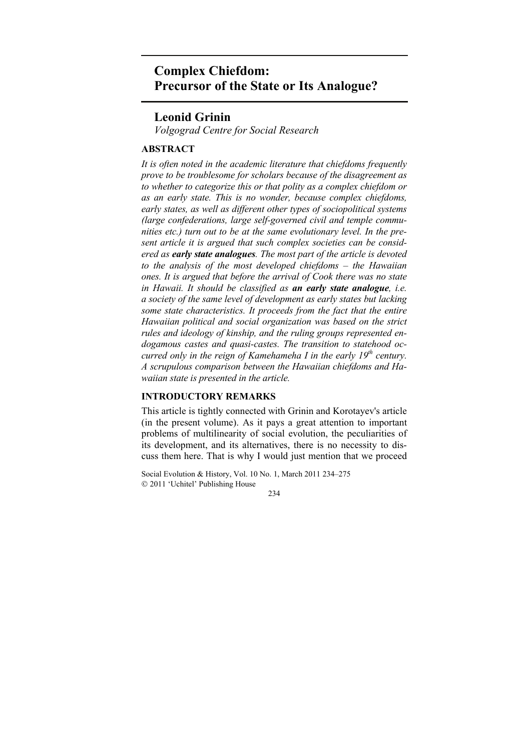# Complex Chiefdom: Precursor of the State or Its Analogue?

## Leonid Grinin

*Volgograd Centre for Social Research*

### ABSTRACT

*It is often noted in the academic literature that chiefdoms frequently prove to be troublesome for scholars because of the disagreement as to whether to categorize this or that polity as a complex chiefdom or as an early state. This is no wonder, because complex chiefdoms, early states, as well as different other types of sociopolitical systems (large confederations, large self-governed civil and temple communities etc.) turn out to be at the same evolutionary level. In the present article it is argued that such complex societies can be considered as* ***early state analogues****. The most part of the article is devoted to the analysis of the most developed chiefdoms – the Hawaiian ones. It is argued that before the arrival of Cook there was no state in Hawaii. It should be classified as* ***an early state analogue****, i.e. a society of the same level of development as early states but lacking some state characteristics. It proceeds from the fact that the entire Hawaiian political and social organization was based on the strict rules and ideology of kinship, and the ruling groups represented endogamous castes and quasi-castes. The transition to statehood occurred only in the reign of Kamehameha I in the early 19th century. A scrupulous comparison between the Hawaiian chiefdoms and Hawaiian state is presented in the article.*

### INTRODUCTORY REMARKS

This article is tightly connected with Grinin and Korotayev's article (in the present volume). As it pays a great attention to important problems of multilinearity of social evolution, the peculiarities of its development, and its alternatives, there is no necessity to discuss them here. That is why I would just mention that we proceed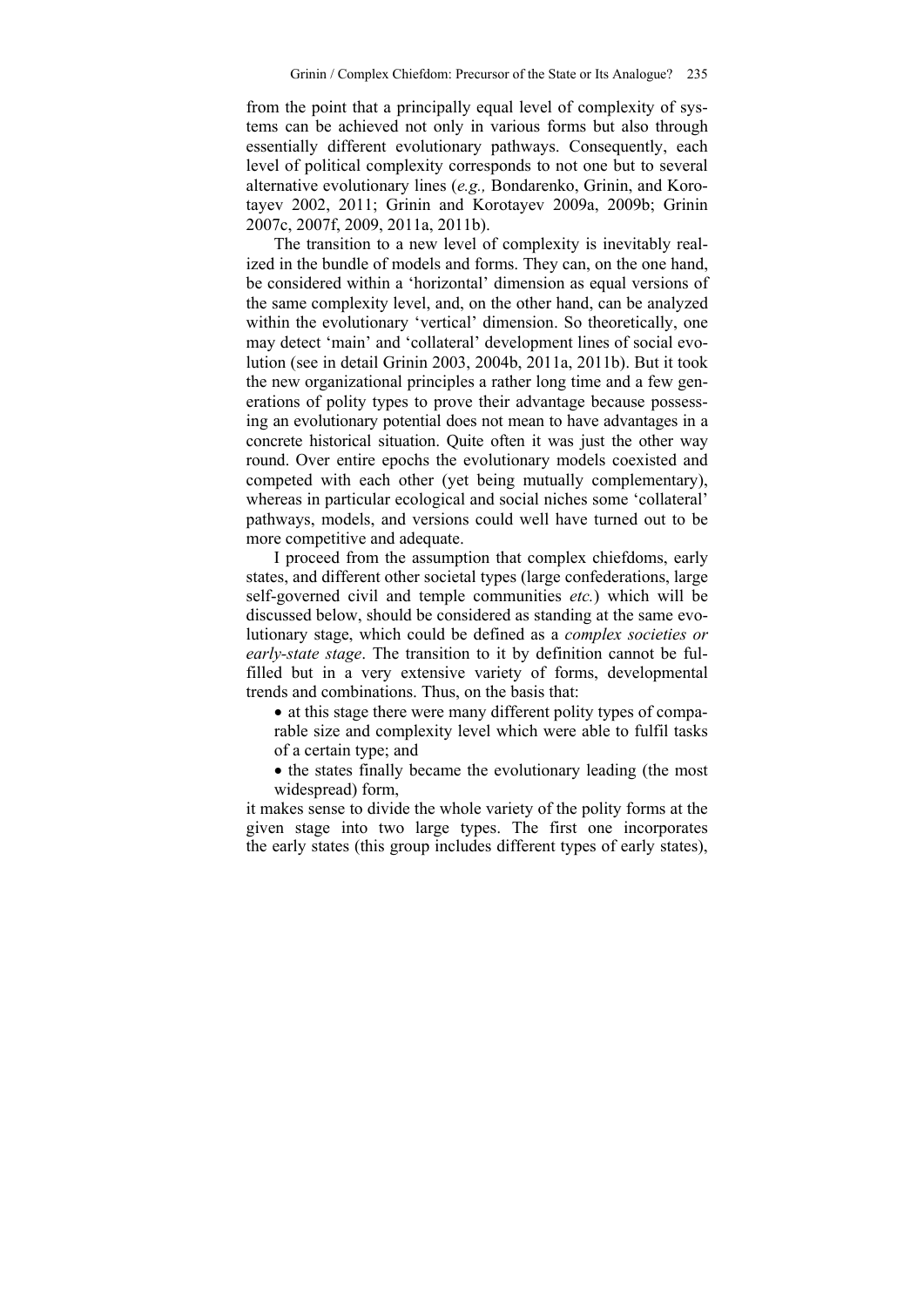from the point that a principally equal level of complexity of systems can be achieved not only in various forms but also through essentially different evolutionary pathways. Consequently, each level of political complexity corresponds to not one but to several alternative evolutionary lines (*e.g.,* Bondarenko, Grinin, and Korotayev 2002, 2011; Grinin and Korotayev 2009a, 2009b; Grinin 2007c, 2007f, 2009, 2011a, 2011b).

The transition to a new level of complexity is inevitably realized in the bundle of models and forms. They can, on the one hand, be considered within a 'horizontal' dimension as equal versions of the same complexity level, and, on the other hand, can be analyzed within the evolutionary 'vertical' dimension. So theoretically, one may detect 'main' and 'collateral' development lines of social evolution (see in detail Grinin 2003, 2004b, 2011a, 2011b). But it took the new organizational principles a rather long time and a few generations of polity types to prove their advantage because possessing an evolutionary potential does not mean to have advantages in a concrete historical situation. Quite often it was just the other way round. Over entire epochs the evolutionary models coexisted and competed with each other (yet being mutually complementary), whereas in particular ecological and social niches some 'collateral' pathways, models, and versions could well have turned out to be more competitive and adequate.

I proceed from the assumption that complex chiefdoms, early states, and different other societal types (large confederations, large self-governed civil and temple communities *etc.*) which will be discussed below, should be considered as standing at the same evolutionary stage, which could be defined as a *complex societies or early-state stage*. The transition to it by definition cannot be fulfilled but in a very extensive variety of forms, developmental trends and combinations. Thus, on the basis that:

- at this stage there were many different polity types of comparable size and complexity level which were able to fulfil tasks of a certain type; and
- the states finally became the evolutionary leading (the most widespread) form,

it makes sense to divide the whole variety of the polity forms at the given stage into two large types. The first one incorporates the early states (this group includes different types of early states),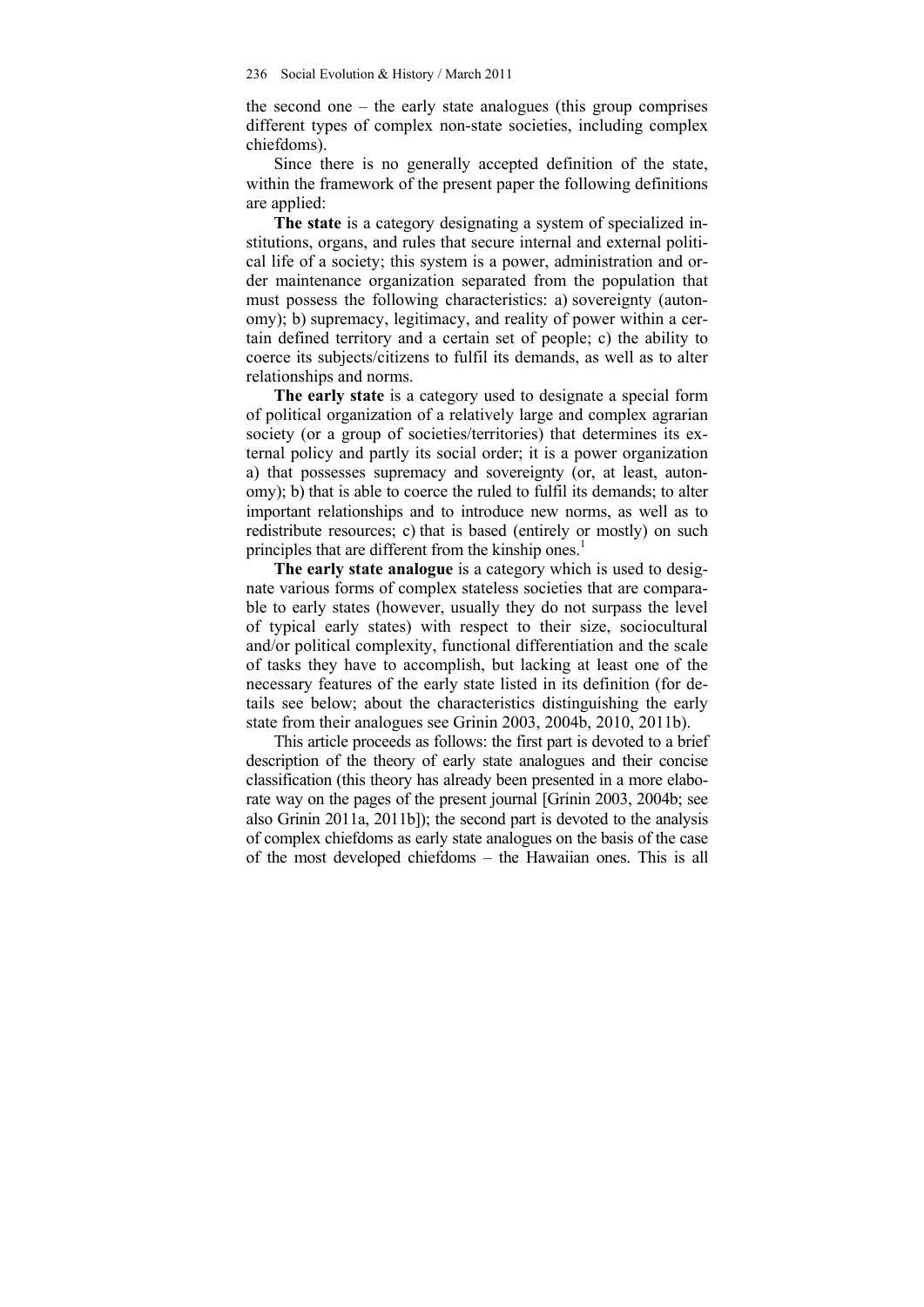the second one – the early state analogues (this group comprises different types of complex non-state societies, including complex chiefdoms).

Since there is no generally accepted definition of the state, within the framework of the present paper the following definitions are applied:

**The state** is a category designating a system of specialized institutions, organs, and rules that secure internal and external political life of a society; this system is a power, administration and order maintenance organization separated from the population that must possess the following characteristics: a) sovereignty (autonomy); b) supremacy, legitimacy, and reality of power within a certain defined territory and a certain set of people; c) the ability to coerce its subjects/citizens to fulfil its demands, as well as to alter relationships and norms.

**The early state** is a category used to designate a special form of political organization of a relatively large and complex agrarian society (or a group of societies/territories) that determines its external policy and partly its social order; it is a power organization a) that possesses supremacy and sovereignty (or, at least, autonomy); b) that is able to coerce the ruled to fulfil its demands; to alter important relationships and to introduce new norms, as well as to redistribute resources; c) that is based (entirely or mostly) on such principles that are different from the kinship ones.[1]

**The early state analogue** is a category which is used to designate various forms of complex stateless societies that are comparable to early states (however, usually they do not surpass the level of typical early states) with respect to their size, sociocultural and/or political complexity, functional differentiation and the scale of tasks they have to accomplish, but lacking at least one of the necessary features of the early state listed in its definition (for details see below; about the characteristics distinguishing the early state from their analogues see Grinin 2003, 2004b, 2010, 2011b).

This article proceeds as follows: the first part is devoted to a brief description of the theory of early state analogues and their concise classification (this theory has already been presented in a more elaborate way on the pages of the present journal [Grinin 2003, 2004b; see also Grinin 2011a, 2011b]); the second part is devoted to the analysis of complex chiefdoms as early state analogues on the basis of the case of the most developed chiefdoms – the Hawaiian ones. This is all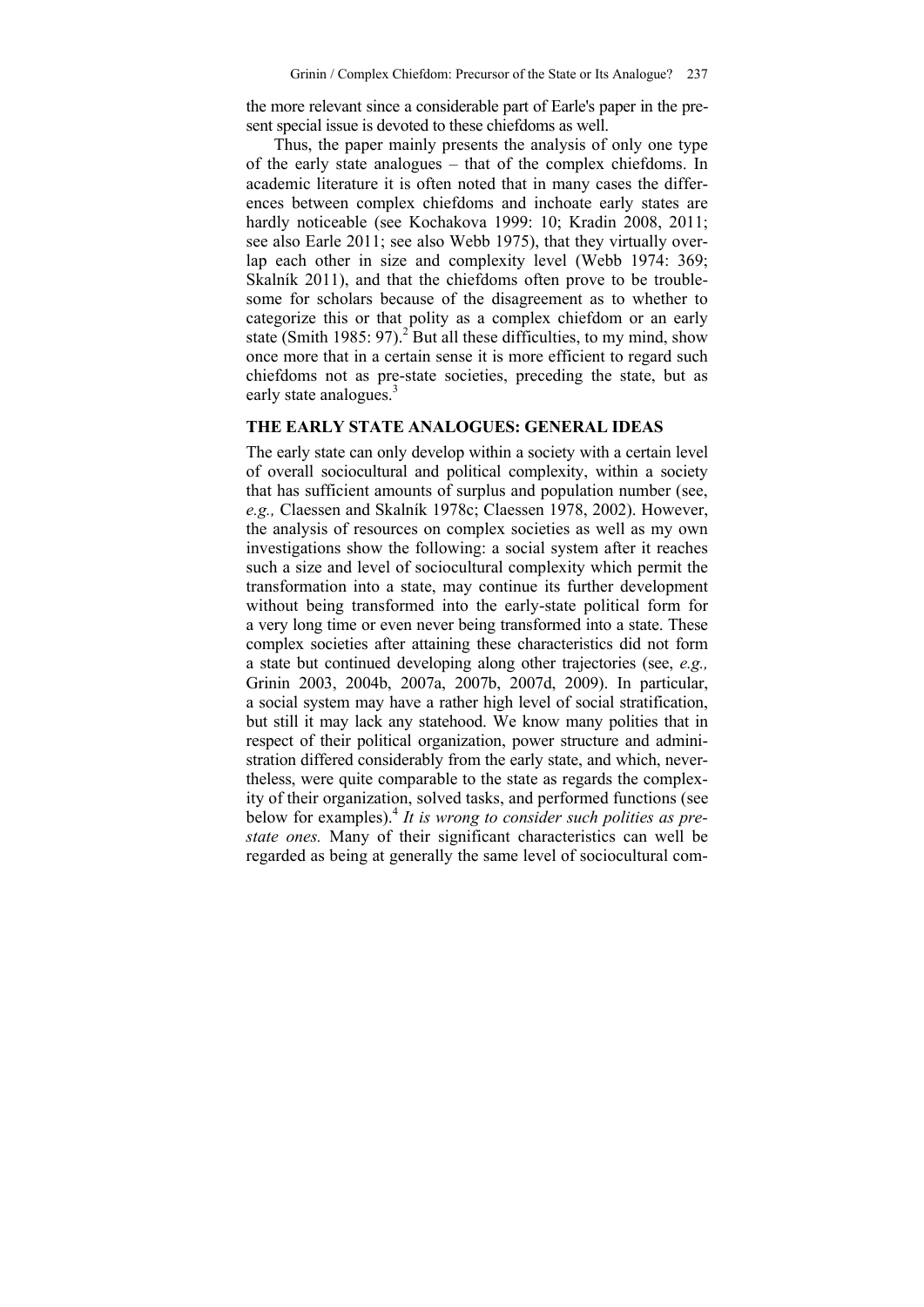the more relevant since a considerable part of Earle's paper in the present special issue is devoted to these chiefdoms as well.

Thus, the paper mainly presents the analysis of only one type of the early state analogues – that of the complex chiefdoms. In academic literature it is often noted that in many cases the differences between complex chiefdoms and inchoate early states are hardly noticeable (see Kochakova 1999: 10; Kradin 2008, 2011; see also Earle 2011; see also Webb 1975), that they virtually overlap each other in size and complexity level (Webb 1974: 369; Skalník 2011), and that the chiefdoms often prove to be troublesome for scholars because of the disagreement as to whether to categorize this or that polity as a complex chiefdom or an early state (Smith 1985: 97).[2] But all these difficulties, to my mind, show once more that in a certain sense it is more efficient to regard such chiefdoms not as pre-state societies, preceding the state, but as early state analogues.[3]

## THE EARLY STATE ANALOGUES: GENERAL IDEAS

The early state can only develop within a society with a certain level of overall sociocultural and political complexity, within a society that has sufficient amounts of surplus and population number (see, *e.g.,* Claessen and Skalník 1978c; Claessen 1978, 2002). However, the analysis of resources on complex societies as well as my own investigations show the following: a social system after it reaches such a size and level of sociocultural complexity which permit the transformation into a state, may continue its further development without being transformed into the early-state political form for a very long time or even never being transformed into a state. These complex societies after attaining these characteristics did not form a state but continued developing along other trajectories (see, *e.g.,* Grinin 2003, 2004b, 2007a, 2007b, 2007d, 2009). In particular, a social system may have a rather high level of social stratification, but still it may lack any statehood. We know many polities that in respect of their political organization, power structure and administration differed considerably from the early state, and which, nevertheless, were quite comparable to the state as regards the complexity of their organization, solved tasks, and performed functions (see below for examples).[4] *It is wrong to consider such polities as pre-state ones.* Many of their significant characteristics can well be regarded as being at generally the same level of sociocultural com-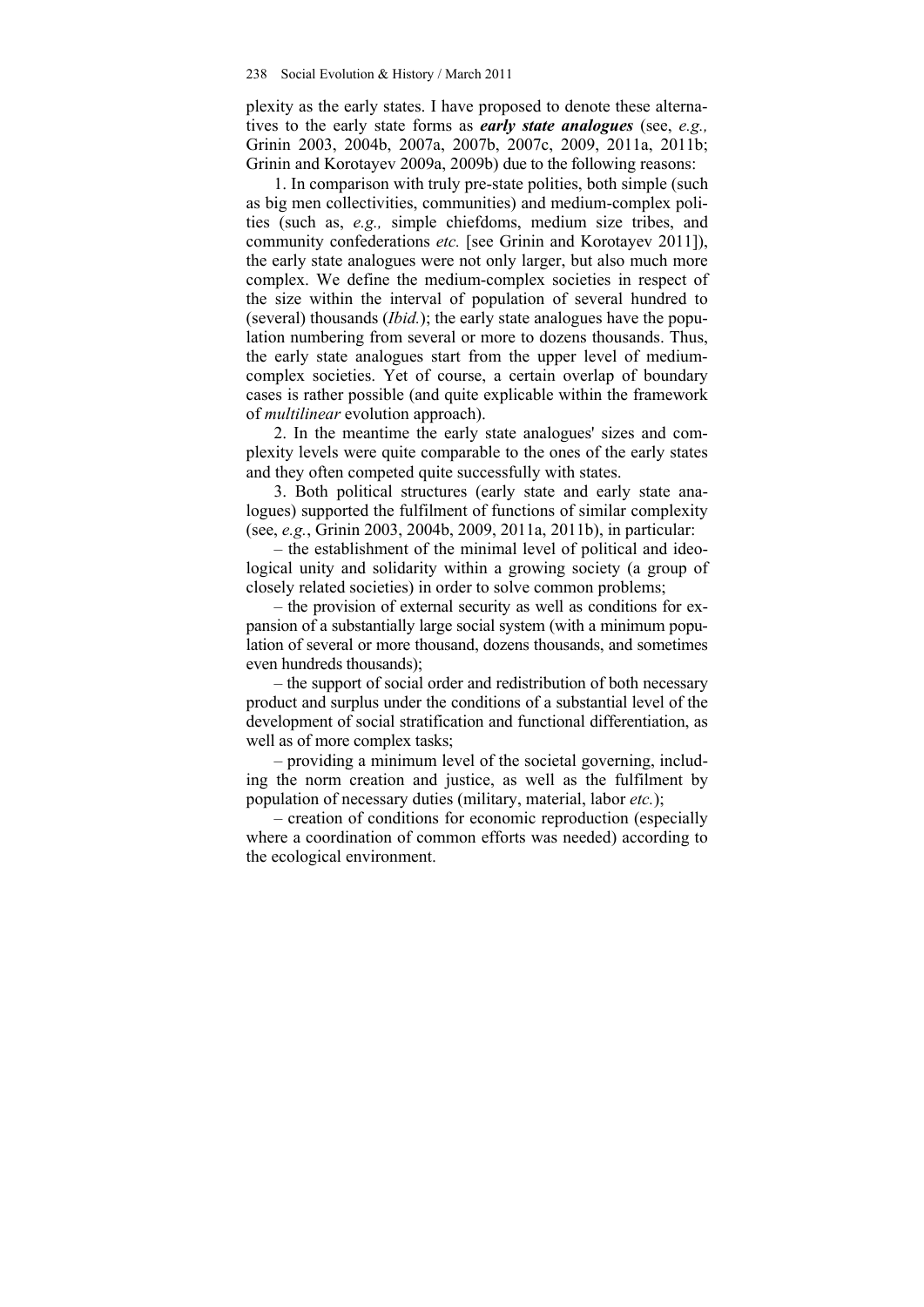plexity as the early states. I have proposed to denote these alternatives to the early state forms as ***early state analogues*** (see, *e.g.,* Grinin 2003, 2004b, 2007a, 2007b, 2007c, 2009, 2011a, 2011b; Grinin and Korotayev 2009a, 2009b) due to the following reasons:

1. In comparison with truly pre-state polities, both simple (such as big men collectivities, communities) and medium-complex polities (such as, *e.g.,* simple chiefdoms, medium size tribes, and community confederations *etc.* [see Grinin and Korotayev 2011]), the early state analogues were not only larger, but also much more complex. We define the medium-complex societies in respect of the size within the interval of population of several hundred to (several) thousands (*Ibid.*); the early state analogues have the population numbering from several or more to dozens thousands. Thus, the early state analogues start from the upper level of medium-complex societies. Yet of course, a certain overlap of boundary cases is rather possible (and quite explicable within the framework of *multilinear* evolution approach).

2. In the meantime the early state analogues' sizes and complexity levels were quite comparable to the ones of the early states and they often competed quite successfully with states.

3. Both political structures (early state and early state analogues) supported the fulfilment of functions of similar complexity (see, *e.g.*, Grinin 2003, 2004b, 2009, 2011a, 2011b), in particular:

– the establishment of the minimal level of political and ideological unity and solidarity within a growing society (a group of closely related societies) in order to solve common problems;

– the provision of external security as well as conditions for expansion of a substantially large social system (with a minimum population of several or more thousand, dozens thousands, and sometimes even hundreds thousands);

– the support of social order and redistribution of both necessary product and surplus under the conditions of a substantial level of the development of social stratification and functional differentiation, as well as of more complex tasks;

– providing a minimum level of the societal governing, including the norm creation and justice, as well as the fulfilment by population of necessary duties (military, material, labor *etc.*);

– creation of conditions for economic reproduction (especially where a coordination of common efforts was needed) according to the ecological environment.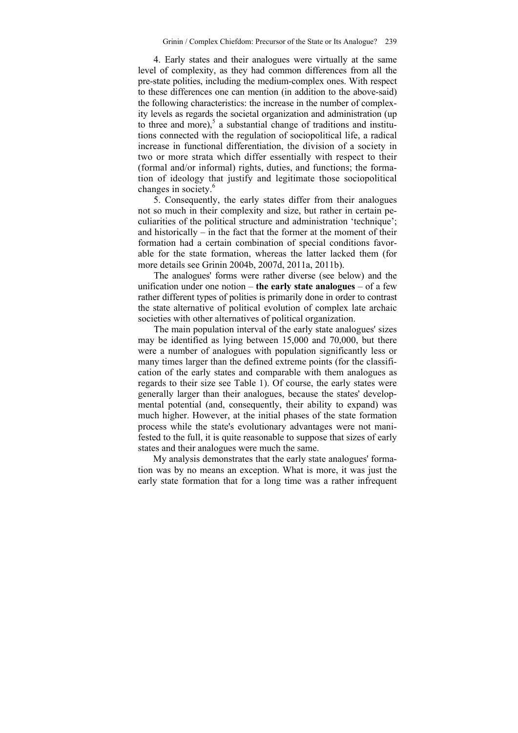4. Early states and their analogues were virtually at the same level of complexity, as they had common differences from all the pre-state polities, including the medium-complex ones. With respect to these differences one can mention (in addition to the above-said) the following characteristics: the increase in the number of complexity levels as regards the societal organization and administration (up to three and more),[5] a substantial change of traditions and institutions connected with the regulation of sociopolitical life, a radical increase in functional differentiation, the division of a society in two or more strata which differ essentially with respect to their (formal and/or informal) rights, duties, and functions; the formation of ideology that justify and legitimate those sociopolitical changes in society.[6]

5. Consequently, the early states differ from their analogues not so much in their complexity and size, but rather in certain peculiarities of the political structure and administration 'technique'; and historically – in the fact that the former at the moment of their formation had a certain combination of special conditions favorable for the state formation, whereas the latter lacked them (for more details see Grinin 2004b, 2007d, 2011a, 2011b).

The analogues' forms were rather diverse (see below) and the unification under one notion – **the early state analogues** – of a few rather different types of polities is primarily done in order to contrast the state alternative of political evolution of complex late archaic societies with other alternatives of political organization.

The main population interval of the early state analogues' sizes may be identified as lying between 15,000 and 70,000, but there were a number of analogues with population significantly less or many times larger than the defined extreme points (for the classification of the early states and comparable with them analogues as regards to their size see Table 1). Of course, the early states were generally larger than their analogues, because the states' developmental potential (and, consequently, their ability to expand) was much higher. However, at the initial phases of the state formation process while the state's evolutionary advantages were not manifested to the full, it is quite reasonable to suppose that sizes of early states and their analogues were much the same.

My analysis demonstrates that the early state analogues' formation was by no means an exception. What is more, it was just the early state formation that for a long time was a rather infrequent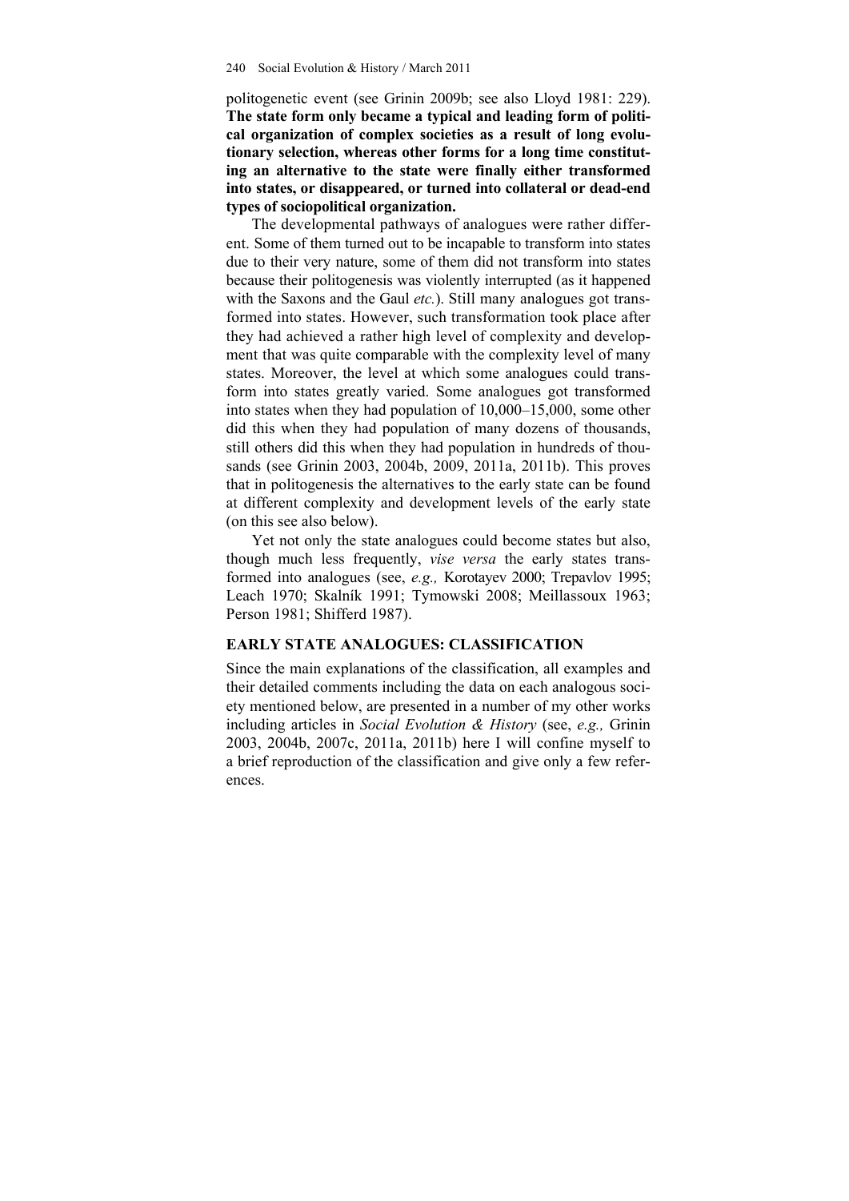politogenetic event (see Grinin 2009b; see also Lloyd 1981: 229). **The state form only became a typical and leading form of political organization of complex societies as a result of long evolutionary selection, whereas other forms for a long time constituting an alternative to the state were finally either transformed into states, or disappeared, or turned into collateral or dead-end types of sociopolitical organization.**

The developmental pathways of analogues were rather different. Some of them turned out to be incapable to transform into states due to their very nature, some of them did not transform into states because their politogenesis was violently interrupted (as it happened with the Saxons and the Gaul *etc.*). Still many analogues got transformed into states. However, such transformation took place after they had achieved a rather high level of complexity and development that was quite comparable with the complexity level of many states. Moreover, the level at which some analogues could transform into states greatly varied. Some analogues got transformed into states when they had population of 10,000–15,000, some other did this when they had population of many dozens of thousands, still others did this when they had population in hundreds of thousands (see Grinin 2003, 2004b, 2009, 2011a, 2011b). This proves that in politogenesis the alternatives to the early state can be found at different complexity and development levels of the early state (on this see also below).

Yet not only the state analogues could become states but also, though much less frequently, *vise versa* the early states transformed into analogues (see, *e.g.,* Korotayev 2000; Trepavlov 1995; Leach 1970; Skalník 1991; Tymowski 2008; Meillassoux 1963; Person 1981; Shifferd 1987).

## EARLY STATE ANALOGUES: CLASSIFICATION

Since the main explanations of the classification, all examples and their detailed comments including the data on each analogous society mentioned below, are presented in a number of my other works including articles in *Social Evolution & History* (see, *e.g.,* Grinin 2003, 2004b, 2007c, 2011a, 2011b) here I will confine myself to a brief reproduction of the classification and give only a few references.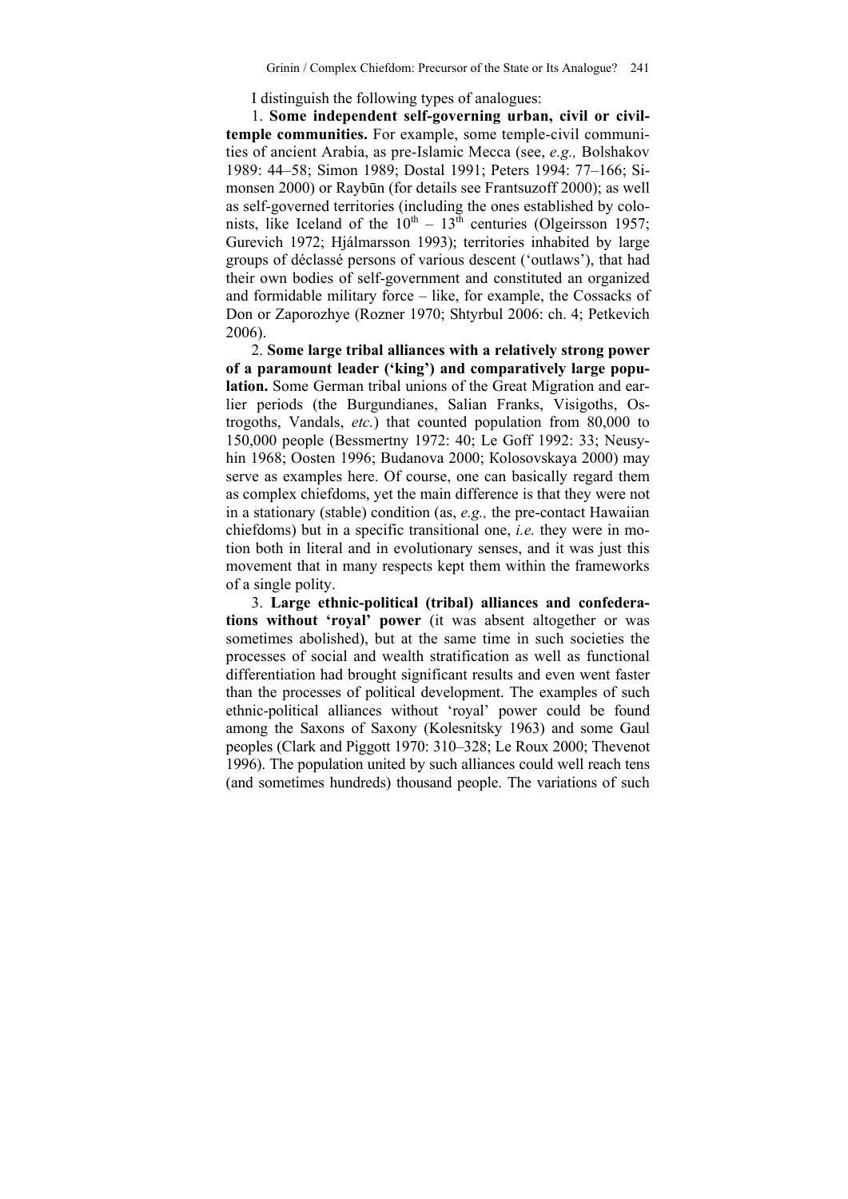I distinguish the following types of analogues:

1. **Some independent self-governing urban, civil or civil-temple communities.** For example, some temple-civil communities of ancient Arabia, as pre-Islamic Mecca (see, *e.g.,* Bolshakov 1989: 44–58; Simon 1989; Dostal 1991; Peters 1994: 77–166; Simonsen 2000) or Raybūn (for details see Frantsuzoff 2000); as well as self-governed territories (including the ones established by colonists, like Iceland of the $10^{th}$ – $13^{th}$ centuries (Olgeirsson 1957; Gurevich 1972; Hjálmarsson 1993); territories inhabited by large groups of déclassé persons of various descent ('outlaws'), that had their own bodies of self-government and constituted an organized and formidable military force – like, for example, the Cossacks of Don or Zaporozhye (Rozner 1970; Shtyrbul 2006: ch. 4; Petkevich 2006).

2. **Some large tribal alliances with a relatively strong power of a paramount leader ('king') and comparatively large population.** Some German tribal unions of the Great Migration and earlier periods (the Burgundianes, Salian Franks, Visigoths, Ostrogoths, Vandals, *etc.*) that counted population from 80,000 to 150,000 people (Bessmertny 1972: 40; Le Goff 1992: 33; Neusyhin 1968; Oosten 1996; Budanova 2000; Kolosovskaya 2000) may serve as examples here. Of course, one can basically regard them as complex chiefdoms, yet the main difference is that they were not in a stationary (stable) condition (as, *e.g.,* the pre-contact Hawaiian chiefdoms) but in a specific transitional one, *i.e.* they were in motion both in literal and in evolutionary senses, and it was just this movement that in many respects kept them within the frameworks of a single polity.

3. **Large ethnic-political (tribal) alliances and confederations without 'royal' power** (it was absent altogether or was sometimes abolished), but at the same time in such societies the processes of social and wealth stratification as well as functional differentiation had brought significant results and even went faster than the processes of political development. The examples of such ethnic-political alliances without 'royal' power could be found among the Saxons of Saxony (Kolesnitsky 1963) and some Gaul peoples (Clark and Piggott 1970: 310–328; Le Roux 2000; Thevenot 1996). The population united by such alliances could well reach tens (and sometimes hundreds) thousand people. The variations of such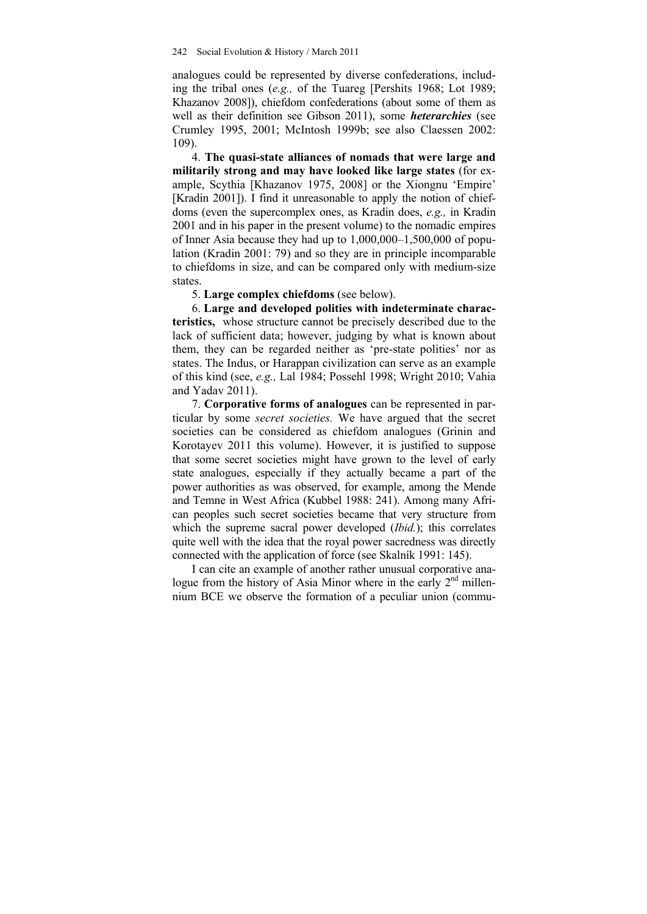analogues could be represented by diverse confederations, including the tribal ones (*e.g.,* of the Tuareg [Pershits 1968; Lot 1989; Khazanov 2008]), chiefdom confederations (about some of them as well as their definition see Gibson 2011), some ***heterarchies*** (see Crumley 1995, 2001; McIntosh 1999b; see also Claessen 2002: 109).

4. **The quasi-state alliances of nomads that were large and militarily strong and may have looked like large states** (for example, Scythia [Khazanov 1975, 2008] or the Xiongnu 'Empire' [Kradin 2001]). I find it unreasonable to apply the notion of chiefdoms (even the supercomplex ones, as Kradin does, *e.g.,* in Kradin 2001 and in his paper in the present volume) to the nomadic empires of Inner Asia because they had up to 1,000,000–1,500,000 of population (Kradin 2001: 79) and so they are in principle incomparable to chiefdoms in size, and can be compared only with medium-size states.

5. **Large complex chiefdoms** (see below).

6. **Large and developed polities with indeterminate characteristics,** whose structure cannot be precisely described due to the lack of sufficient data; however, judging by what is known about them, they can be regarded neither as 'pre-state polities' nor as states. The Indus, or Harappan civilization can serve as an example of this kind (see, *e.g.,* Lal 1984; Possehl 1998; Wright 2010; Vahia and Yadav 2011).

7. **Corporative forms of analogues** can be represented in particular by some *secret societies.* We have argued that the secret societies can be considered as chiefdom analogues (Grinin and Korotayev 2011 this volume). However, it is justified to suppose that some secret societies might have grown to the level of early state analogues, especially if they actually became a part of the power authorities as was observed, for example, among the Mende and Temne in West Africa (Kubbel 1988: 241). Among many African peoples such secret societies became that very structure from which the supreme sacral power developed (*Ibid.*); this correlates quite well with the idea that the royal power sacredness was directly connected with the application of force (see Skalník 1991: 145).

I can cite an example of another rather unusual corporative analogue from the history of Asia Minor where in the early 2nd millennium BCE we observe the formation of a peculiar union (commu-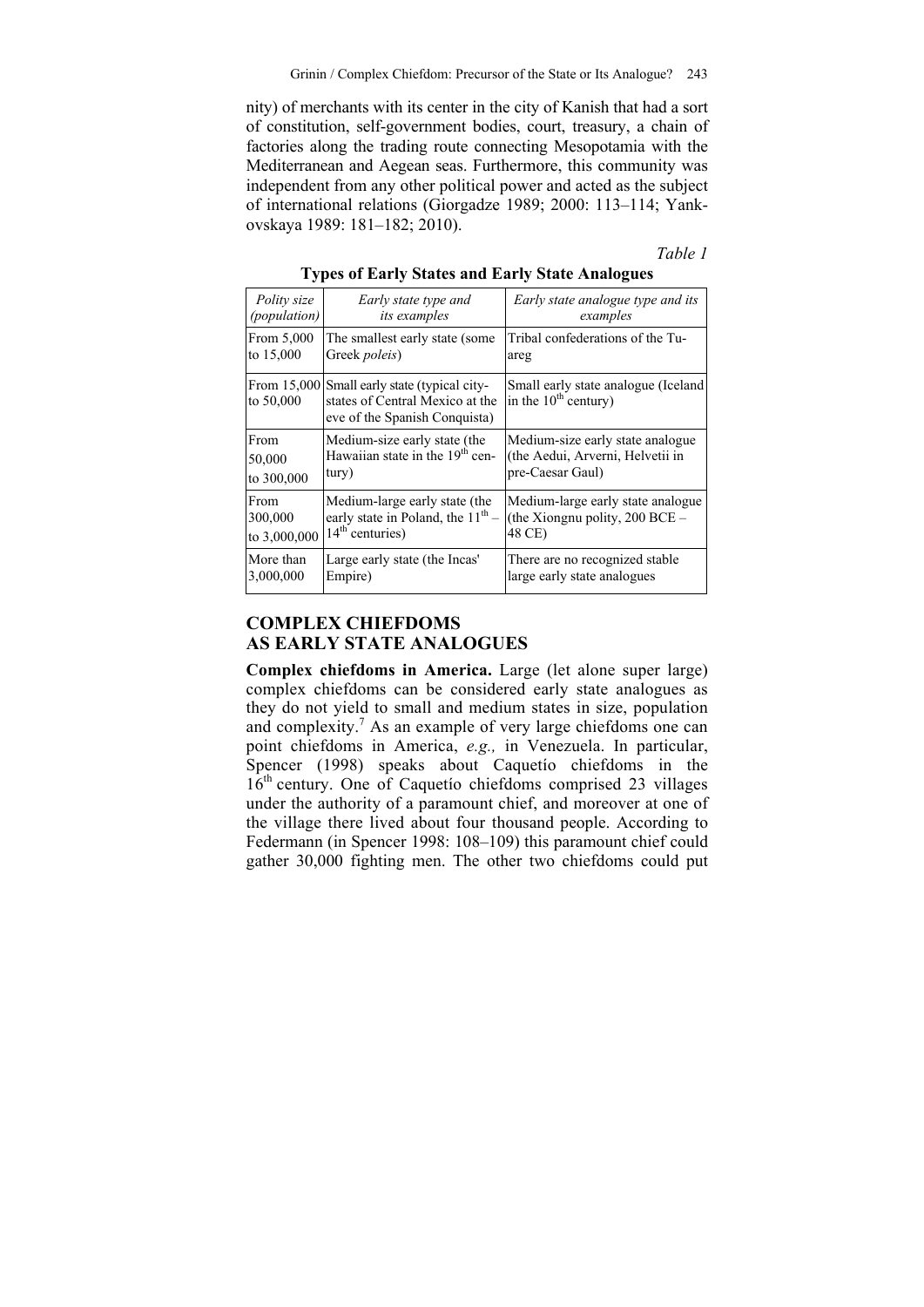nity) of merchants with its center in the city of Kanish that had a sort of constitution, self-government bodies, court, treasury, a chain of factories along the trading route connecting Mesopotamia with the Mediterranean and Aegean seas. Furthermore, this community was independent from any other political power and acted as the subject of international relations (Giorgadze 1989; 2000: 113–114; Yankovskaya 1989: 181–182; 2010).

*Table 1*

**Types of Early States and Early State Analogues**

| *Polity size (population)* | *Early state type and its examples* | *Early state analogue type and its examples* |
|---|---|---|
| From 5,000 to 15,000 | The smallest early state (some Greek *poleis*) | Tribal confederations of the Tuareg |
| From 15,000 to 50,000 | Small early state (typical city-states of Central Mexico at the eve of the Spanish Conquista) | Small early state analogue (Iceland in the 10th century) |
| From 50,000 to 300,000 | Medium-size early state (the Hawaiian state in the 19th century) | Medium-size early state analogue (the Aedui, Arverni, Helvetii in pre-Caesar Gaul) |
| From 300,000 to 3,000,000 | Medium-large early state (the early state in Poland, the 11th – 14th centuries) | Medium-large early state analogue (the Xiongnu polity, 200 BCE – 48 CE) |
| More than 3,000,000 | Large early state (the Incas' Empire) | There are no recognized stable large early state analogues |

## COMPLEX CHIEFDOMS AS EARLY STATE ANALOGUES

**Complex chiefdoms in America.** Large (let alone super large) complex chiefdoms can be considered early state analogues as they do not yield to small and medium states in size, population and complexity.[7] As an example of very large chiefdoms one can point chiefdoms in America, *e.g.,* in Venezuela. In particular, Spencer (1998) speaks about Caquetío chiefdoms in the 16th century. One of Caquetío chiefdoms comprised 23 villages under the authority of a paramount chief, and moreover at one of the village there lived about four thousand people. According to Federmann (in Spencer 1998: 108–109) this paramount chief could gather 30,000 fighting men. The other two chiefdoms could put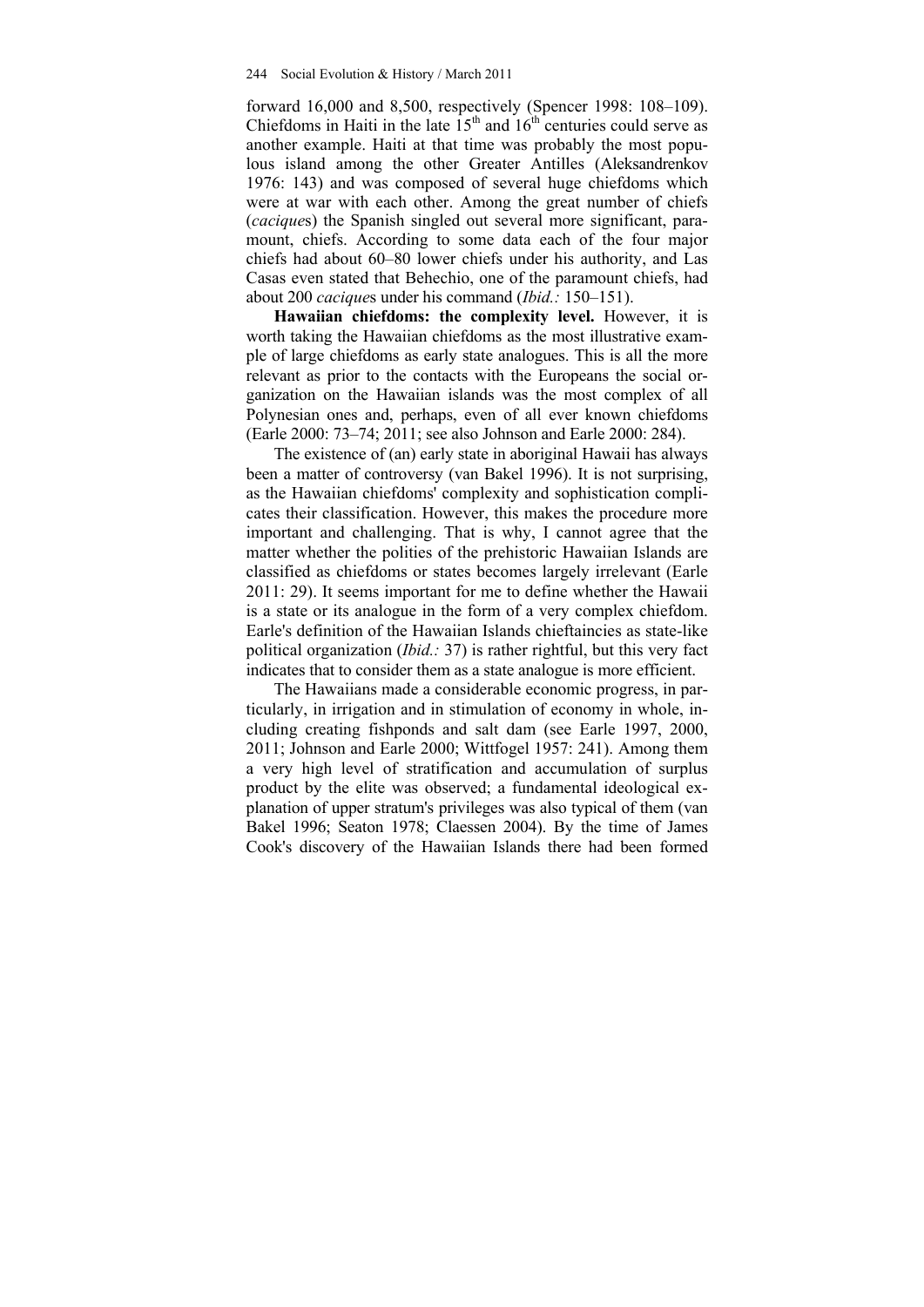forward 16,000 and 8,500, respectively (Spencer 1998: 108–109). Chiefdoms in Haiti in the late 15th and 16th centuries could serve as another example. Haiti at that time was probably the most populous island among the other Greater Antilles (Aleksandrenkov 1976: 143) and was composed of several huge chiefdoms which were at war with each other. Among the great number of chiefs (*caciques*) the Spanish singled out several more significant, paramount, chiefs. According to some data each of the four major chiefs had about 60–80 lower chiefs under his authority, and Las Casas even stated that Behechio, one of the paramount chiefs, had about 200 *caciques* under his command (*Ibid.:* 150–151).

**Hawaiian chiefdoms: the complexity level.** However, it is worth taking the Hawaiian chiefdoms as the most illustrative example of large chiefdoms as early state analogues. This is all the more relevant as prior to the contacts with the Europeans the social organization on the Hawaiian islands was the most complex of all Polynesian ones and, perhaps, even of all ever known chiefdoms (Earle 2000: 73–74; 2011; see also Johnson and Earle 2000: 284).

The existence of (an) early state in aboriginal Hawaii has always been a matter of controversy (van Bakel 1996). It is not surprising, as the Hawaiian chiefdoms' complexity and sophistication complicates their classification. However, this makes the procedure more important and challenging. That is why, I cannot agree that the matter whether the polities of the prehistoric Hawaiian Islands are classified as chiefdoms or states becomes largely irrelevant (Earle 2011: 29). It seems important for me to define whether the Hawaii is a state or its analogue in the form of a very complex chiefdom. Earle's definition of the Hawaiian Islands chieftaincies as state-like political organization (*Ibid.:* 37) is rather rightful, but this very fact indicates that to consider them as a state analogue is more efficient.

The Hawaiians made a considerable economic progress, in particularly, in irrigation and in stimulation of economy in whole, including creating fishponds and salt dam (see Earle 1997, 2000, 2011; Johnson and Earle 2000; Wittfogel 1957: 241). Among them a very high level of stratification and accumulation of surplus product by the elite was observed; a fundamental ideological explanation of upper stratum's privileges was also typical of them (van Bakel 1996; Seaton 1978; Claessen 2004). By the time of James Cook's discovery of the Hawaiian Islands there had been formed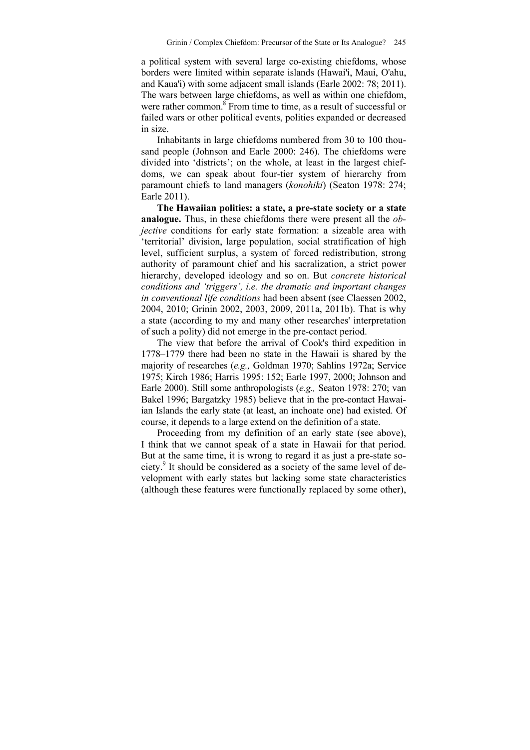a political system with several large co-existing chiefdoms, whose borders were limited within separate islands (Hawai'i, Maui, O'ahu, and Kaua'i) with some adjacent small islands (Earle 2002: 78; 2011). The wars between large chiefdoms, as well as within one chiefdom, were rather common.[8] From time to time, as a result of successful or failed wars or other political events, polities expanded or decreased in size.

Inhabitants in large chiefdoms numbered from 30 to 100 thousand people (Johnson and Earle 2000: 246). The chiefdoms were divided into 'districts'; on the whole, at least in the largest chiefdoms, we can speak about four-tier system of hierarchy from paramount chiefs to land managers (*konohiki*) (Seaton 1978: 274; Earle 2011).

**The Hawaiian polities: a state, a pre-state society or a state analogue.** Thus, in these chiefdoms there were present all the *objective* conditions for early state formation: a sizeable area with 'territorial' division, large population, social stratification of high level, sufficient surplus, a system of forced redistribution, strong authority of paramount chief and his sacralization, a strict power hierarchy, developed ideology and so on. But *concrete historical conditions and 'triggers', i.e. the dramatic and important changes in conventional life conditions* had been absent (see Claessen 2002, 2004, 2010; Grinin 2002, 2003, 2009, 2011a, 2011b). That is why a state (according to my and many other researches' interpretation of such a polity) did not emerge in the pre-contact period.

The view that before the arrival of Cook's third expedition in 1778–1779 there had been no state in the Hawaii is shared by the majority of researches (*e.g.,* Goldman 1970; Sahlins 1972a; Service 1975; Kirch 1986; Harris 1995: 152; Earle 1997, 2000; Johnson and Earle 2000). Still some anthropologists (*e.g.,* Seaton 1978: 270; van Bakel 1996; Bargatzky 1985) believe that in the pre-contact Hawaiian Islands the early state (at least, an inchoate one) had existed. Of course, it depends to a large extend on the definition of a state.

Proceeding from my definition of an early state (see above), I think that we cannot speak of a state in Hawaii for that period. But at the same time, it is wrong to regard it as just a pre-state society.[9] It should be considered as a society of the same level of development with early states but lacking some state characteristics (although these features were functionally replaced by some other),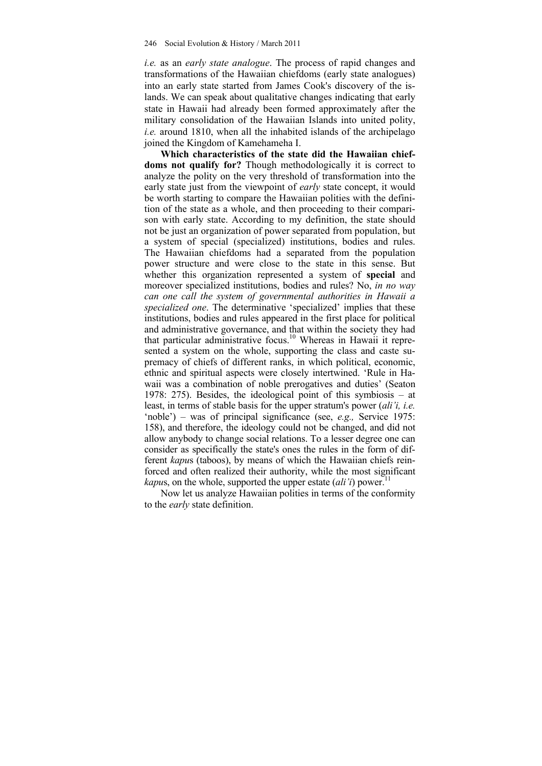*i.e.* as an *early state analogue*. The process of rapid changes and transformations of the Hawaiian chiefdoms (early state analogues) into an early state started from James Cook's discovery of the islands. We can speak about qualitative changes indicating that early state in Hawaii had already been formed approximately after the military consolidation of the Hawaiian Islands into united polity, *i.e.* around 1810, when all the inhabited islands of the archipelago joined the Kingdom of Kamehameha I.

**Which characteristics of the state did the Hawaiian chiefdoms not qualify for?** Though methodologically it is correct to analyze the polity on the very threshold of transformation into the early state just from the viewpoint of *early* state concept, it would be worth starting to compare the Hawaiian polities with the definition of the state as a whole, and then proceeding to their comparison with early state. According to my definition, the state should not be just an organization of power separated from population, but a system of special (specialized) institutions, bodies and rules. The Hawaiian chiefdoms had a separated from the population power structure and were close to the state in this sense. But whether this organization represented a system of **special** and moreover specialized institutions, bodies and rules? No, *in no way can one call the system of governmental authorities in Hawaii a specialized one*. The determinative 'specialized' implies that these institutions, bodies and rules appeared in the first place for political and administrative governance, and that within the society they had that particular administrative focus.[10] Whereas in Hawaii it represented a system on the whole, supporting the class and caste supremacy of chiefs of different ranks, in which political, economic, ethnic and spiritual aspects were closely intertwined. 'Rule in Hawaii was a combination of noble prerogatives and duties' (Seaton 1978: 275). Besides, the ideological point of this symbiosis – at least, in terms of stable basis for the upper stratum's power (*ali'i, i.e.* 'noble') – was of principal significance (see, *e.g.,* Service 1975: 158), and therefore, the ideology could not be changed, and did not allow anybody to change social relations. To a lesser degree one can consider as specifically the state's ones the rules in the form of different *kapu*s (taboos), by means of which the Hawaiian chiefs reinforced and often realized their authority, while the most significant *kapu*s, on the whole, supported the upper estate (*ali'i*) power.[11]

Now let us analyze Hawaiian polities in terms of the conformity to the *early* state definition.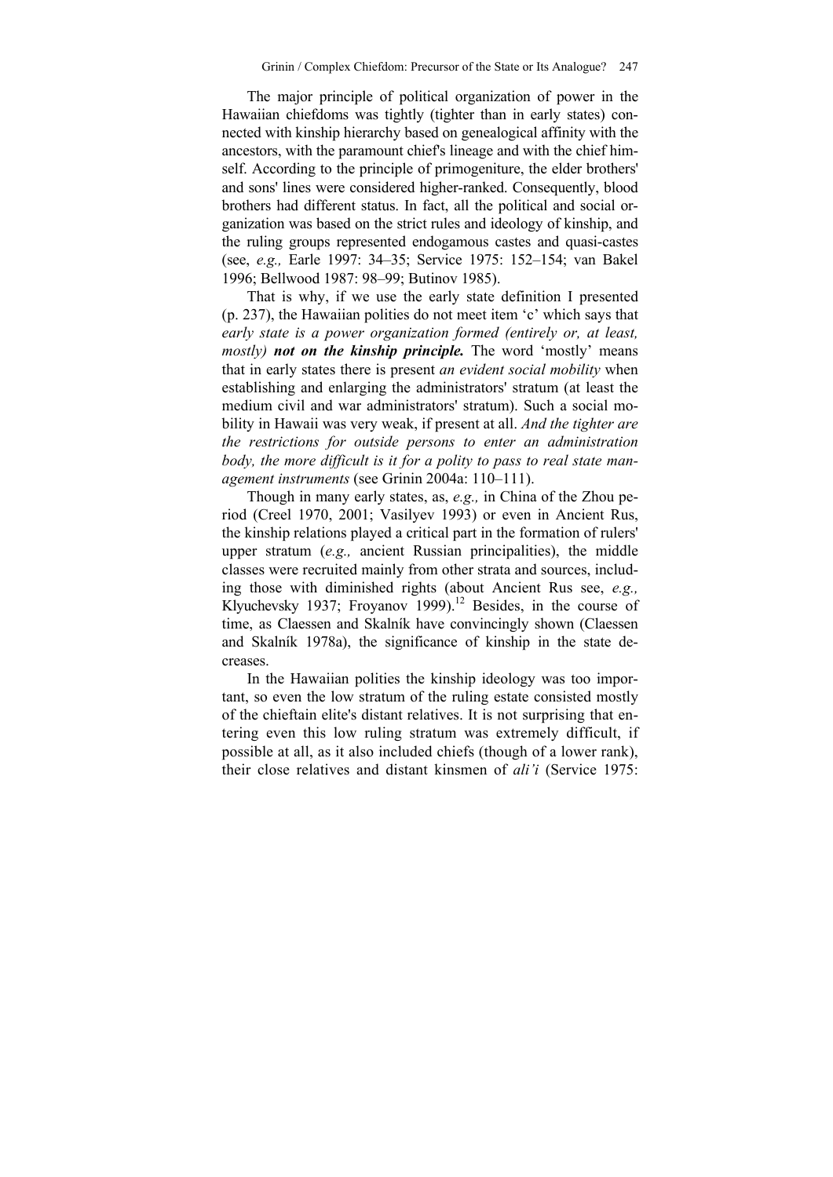The major principle of political organization of power in the Hawaiian chiefdoms was tightly (tighter than in early states) connected with kinship hierarchy based on genealogical affinity with the ancestors, with the paramount chief's lineage and with the chief himself. According to the principle of primogeniture, the elder brothers' and sons' lines were considered higher-ranked. Consequently, blood brothers had different status. In fact, all the political and social organization was based on the strict rules and ideology of kinship, and the ruling groups represented endogamous castes and quasi-castes (see, *e.g.,* Earle 1997: 34–35; Service 1975: 152–154; van Bakel 1996; Bellwood 1987: 98–99; Butinov 1985).

That is why, if we use the early state definition I presented (p. 237), the Hawaiian polities do not meet item 'c' which says that *early state is a power organization formed (entirely or, at least, mostly)* ***not on the kinship principle.*** The word 'mostly' means that in early states there is present *an evident social mobility* when establishing and enlarging the administrators' stratum (at least the medium civil and war administrators' stratum). Such a social mobility in Hawaii was very weak, if present at all. *And the tighter are the restrictions for outside persons to enter an administration body, the more difficult is it for a polity to pass to real state management instruments* (see Grinin 2004a: 110–111).

Though in many early states, as, *e.g.,* in China of the Zhou period (Creel 1970, 2001; Vasilyev 1993) or even in Ancient Rus, the kinship relations played a critical part in the formation of rulers' upper stratum (*e.g.,* ancient Russian principalities), the middle classes were recruited mainly from other strata and sources, including those with diminished rights (about Ancient Rus see, *e.g.,* Klyuchevsky 1937; Froyanov 1999).[12] Besides, in the course of time, as Claessen and Skalník have convincingly shown (Claessen and Skalník 1978a), the significance of kinship in the state decreases.

In the Hawaiian polities the kinship ideology was too important, so even the low stratum of the ruling estate consisted mostly of the chieftain elite's distant relatives. It is not surprising that entering even this low ruling stratum was extremely difficult, if possible at all, as it also included chiefs (though of a lower rank), their close relatives and distant kinsmen of *ali'i* (Service 1975: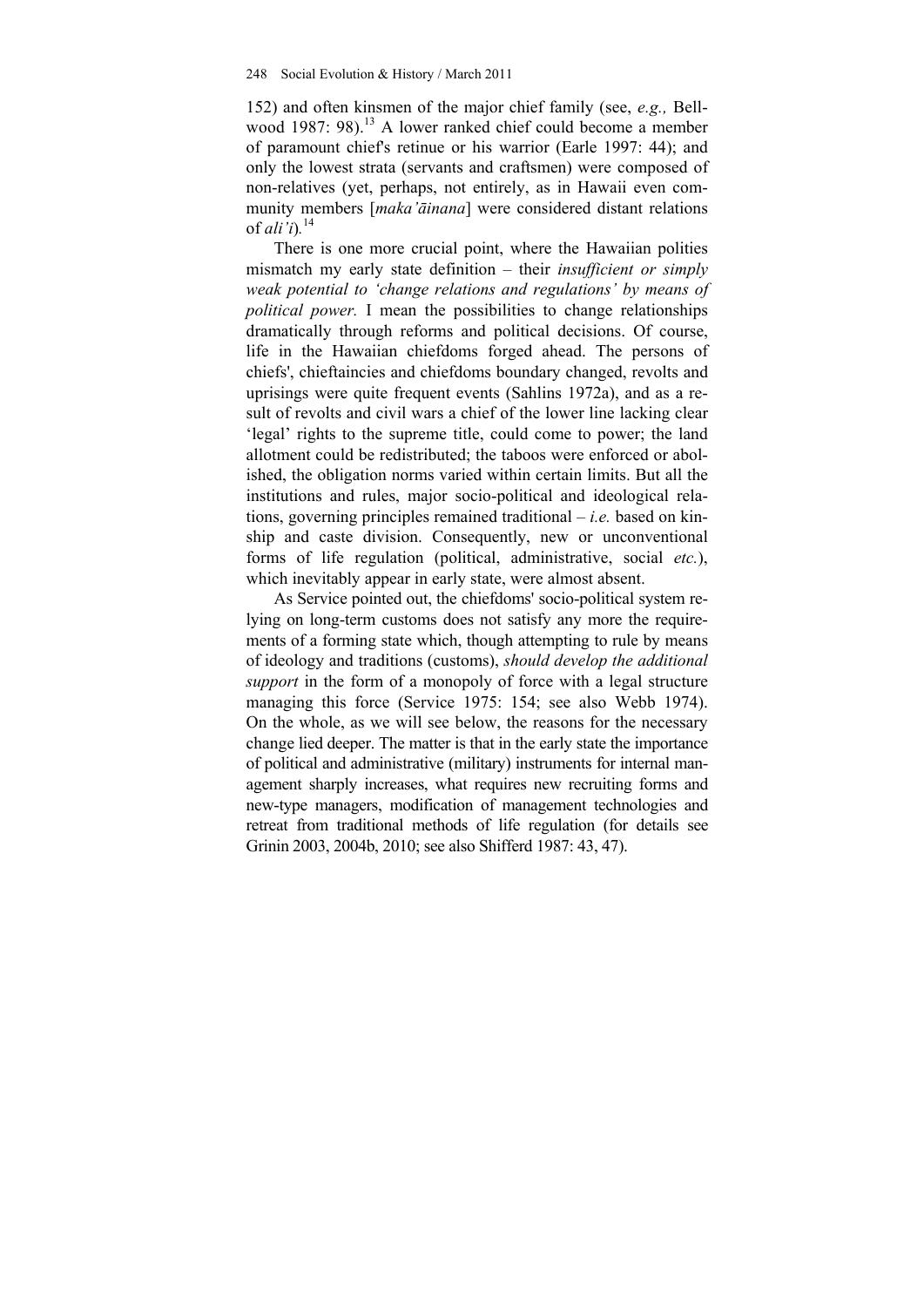152) and often kinsmen of the major chief family (see, *e.g.,* Bellwood 1987: 98).[13] A lower ranked chief could become a member of paramount chief's retinue or his warrior (Earle 1997: 44); and only the lowest strata (servants and craftsmen) were composed of non-relatives (yet, perhaps, not entirely, as in Hawaii even community members [*maka'āinana*] were considered distant relations of *ali'i*).[14]

There is one more crucial point, where the Hawaiian polities mismatch my early state definition – their *insufficient or simply weak potential to 'change relations and regulations' by means of political power.* I mean the possibilities to change relationships dramatically through reforms and political decisions. Of course, life in the Hawaiian chiefdoms forged ahead. The persons of chiefs', chieftaincies and chiefdoms boundary changed, revolts and uprisings were quite frequent events (Sahlins 1972a), and as a result of revolts and civil wars a chief of the lower line lacking clear 'legal' rights to the supreme title, could come to power; the land allotment could be redistributed; the taboos were enforced or abolished, the obligation norms varied within certain limits. But all the institutions and rules, major socio-political and ideological relations, governing principles remained traditional – *i.e.* based on kinship and caste division. Consequently, new or unconventional forms of life regulation (political, administrative, social *etc.*), which inevitably appear in early state, were almost absent.

As Service pointed out, the chiefdoms' socio-political system relying on long-term customs does not satisfy any more the requirements of a forming state which, though attempting to rule by means of ideology and traditions (customs), *should develop the additional support* in the form of a monopoly of force with a legal structure managing this force (Service 1975: 154; see also Webb 1974). On the whole, as we will see below, the reasons for the necessary change lied deeper. The matter is that in the early state the importance of political and administrative (military) instruments for internal management sharply increases, what requires new recruiting forms and new-type managers, modification of management technologies and retreat from traditional methods of life regulation (for details see Grinin 2003, 2004b, 2010; see also Shifferd 1987: 43, 47).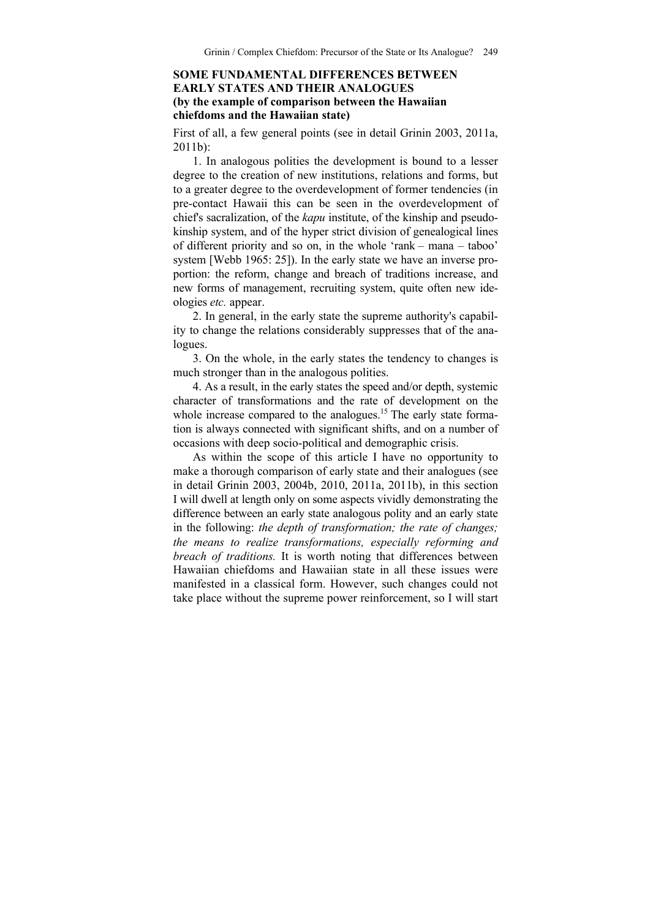## SOME FUNDAMENTAL DIFFERENCES BETWEEN EARLY STATES AND THEIR ANALOGUES (by the example of comparison between the Hawaiian chiefdoms and the Hawaiian state)

First of all, a few general points (see in detail Grinin 2003, 2011a, 2011b):

1. In analogous polities the development is bound to a lesser degree to the creation of new institutions, relations and forms, but to a greater degree to the overdevelopment of former tendencies (in pre-contact Hawaii this can be seen in the overdevelopment of chief's sacralization, of the *kapu* institute, of the kinship and pseudo-kinship system, and of the hyper strict division of genealogical lines of different priority and so on, in the whole 'rank – mana – taboo' system [Webb 1965: 25]). In the early state we have an inverse proportion: the reform, change and breach of traditions increase, and new forms of management, recruiting system, quite often new ideologies *etc.* appear.

2. In general, in the early state the supreme authority's capability to change the relations considerably suppresses that of the analogues.

3. On the whole, in the early states the tendency to changes is much stronger than in the analogous polities.

4. As a result, in the early states the speed and/or depth, systemic character of transformations and the rate of development on the whole increase compared to the analogues.[15] The early state formation is always connected with significant shifts, and on a number of occasions with deep socio-political and demographic crisis.

As within the scope of this article I have no opportunity to make a thorough comparison of early state and their analogues (see in detail Grinin 2003, 2004b, 2010, 2011a, 2011b), in this section I will dwell at length only on some aspects vividly demonstrating the difference between an early state analogous polity and an early state in the following: *the depth of transformation; the rate of changes; the means to realize transformations, especially reforming and breach of traditions.* It is worth noting that differences between Hawaiian chiefdoms and Hawaiian state in all these issues were manifested in a classical form. However, such changes could not take place without the supreme power reinforcement, so I will start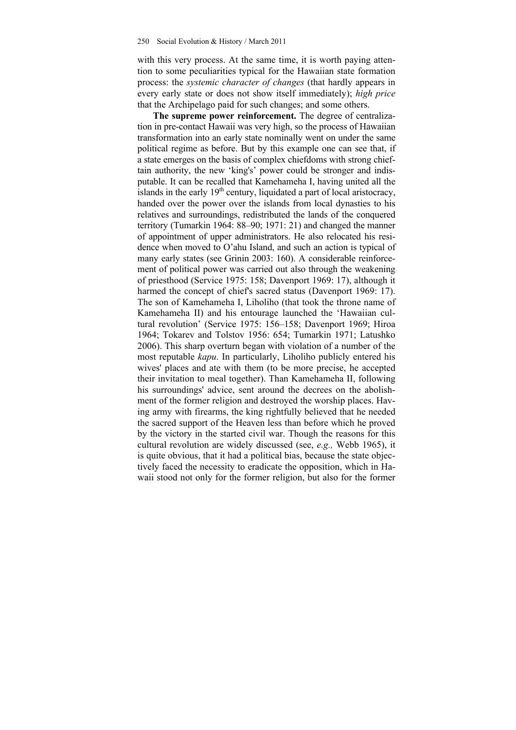with this very process. At the same time, it is worth paying attention to some peculiarities typical for the Hawaiian state formation process: the *systemic character of changes* (that hardly appears in every early state or does not show itself immediately); *high price* that the Archipelago paid for such changes; and some others.

**The supreme power reinforcement.** The degree of centralization in pre-contact Hawaii was very high, so the process of Hawaiian transformation into an early state nominally went on under the same political regime as before. But by this example one can see that, if a state emerges on the basis of complex chiefdoms with strong chieftain authority, the new 'king's' power could be stronger and indisputable. It can be recalled that Kamehameha I, having united all the islands in the early 19th century, liquidated a part of local aristocracy, handed over the power over the islands from local dynasties to his relatives and surroundings, redistributed the lands of the conquered territory (Tumarkin 1964: 88–90; 1971: 21) and changed the manner of appointment of upper administrators. He also relocated his residence when moved to O'ahu Island, and such an action is typical of many early states (see Grinin 2003: 160). A considerable reinforcement of political power was carried out also through the weakening of priesthood (Service 1975: 158; Davenport 1969: 17), although it harmed the concept of chief's sacred status (Davenport 1969: 17). The son of Kamehameha I, Liholiho (that took the throne name of Kamehameha II) and his entourage launched the 'Hawaiian cultural revolution' (Service 1975: 156–158; Davenport 1969; Hiroa 1964; Tokarev and Tolstov 1956: 654; Tumarkin 1971; Latushko 2006). This sharp overturn began with violation of a number of the most reputable *kapu*. In particularly, Liholiho publicly entered his wives' places and ate with them (to be more precise, he accepted their invitation to meal together). Than Kamehameha II, following his surroundings' advice, sent around the decrees on the abolishment of the former religion and destroyed the worship places. Having army with firearms, the king rightfully believed that he needed the sacred support of the Heaven less than before which he proved by the victory in the started civil war. Though the reasons for this cultural revolution are widely discussed (see, *e.g.,* Webb 1965), it is quite obvious, that it had a political bias, because the state objectively faced the necessity to eradicate the opposition, which in Hawaii stood not only for the former religion, but also for the former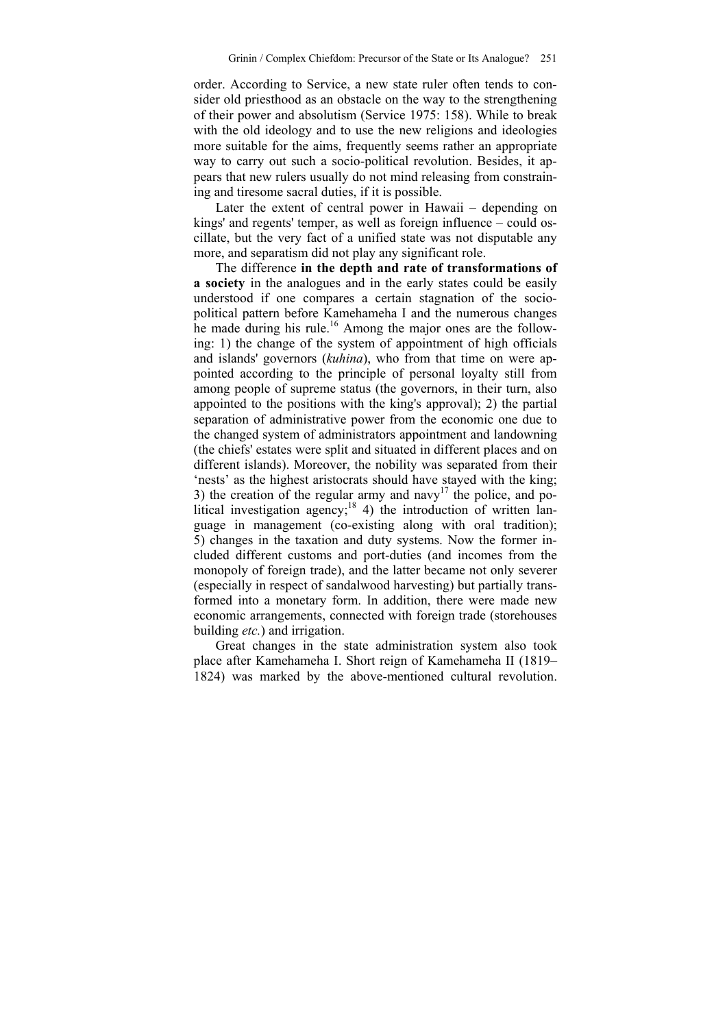order. According to Service, a new state ruler often tends to consider old priesthood as an obstacle on the way to the strengthening of their power and absolutism (Service 1975: 158). While to break with the old ideology and to use the new religions and ideologies more suitable for the aims, frequently seems rather an appropriate way to carry out such a socio-political revolution. Besides, it appears that new rulers usually do not mind releasing from constraining and tiresome sacral duties, if it is possible.

Later the extent of central power in Hawaii – depending on kings' and regents' temper, as well as foreign influence – could oscillate, but the very fact of a unified state was not disputable any more, and separatism did not play any significant role.

The difference **in the depth and rate of transformations of a society** in the analogues and in the early states could be easily understood if one compares a certain stagnation of the socio-political pattern before Kamehameha I and the numerous changes he made during his rule.[16] Among the major ones are the following: 1) the change of the system of appointment of high officials and islands' governors (*kuhina*), who from that time on were appointed according to the principle of personal loyalty still from among people of supreme status (the governors, in their turn, also appointed to the positions with the king's approval); 2) the partial separation of administrative power from the economic one due to the changed system of administrators appointment and landowning (the chiefs' estates were split and situated in different places and on different islands). Moreover, the nobility was separated from their 'nests' as the highest aristocrats should have stayed with the king; 3) the creation of the regular army and navy[17] the police, and political investigation agency;[18] 4) the introduction of written language in management (co-existing along with oral tradition); 5) changes in the taxation and duty systems. Now the former included different customs and port-duties (and incomes from the monopoly of foreign trade), and the latter became not only severer (especially in respect of sandalwood harvesting) but partially transformed into a monetary form. In addition, there were made new economic arrangements, connected with foreign trade (storehouses building *etc.*) and irrigation.

Great changes in the state administration system also took place after Kamehameha I. Short reign of Kamehameha II (1819–1824) was marked by the above-mentioned cultural revolution.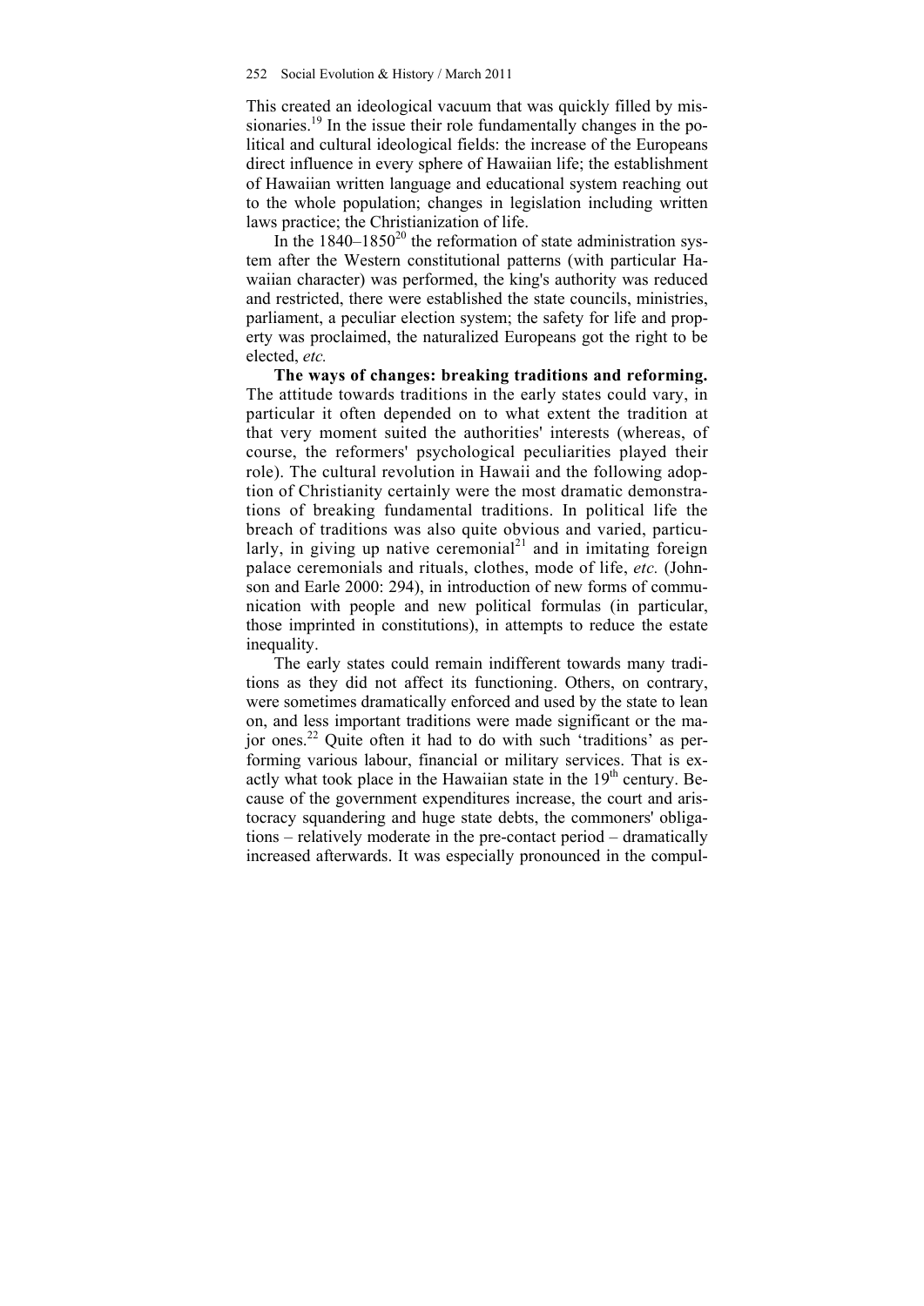This created an ideological vacuum that was quickly filled by missionaries.[19] In the issue their role fundamentally changes in the political and cultural ideological fields: the increase of the Europeans direct influence in every sphere of Hawaiian life; the establishment of Hawaiian written language and educational system reaching out to the whole population; changes in legislation including written laws practice; the Christianization of life.

In the 1840–1850[20] the reformation of state administration system after the Western constitutional patterns (with particular Hawaiian character) was performed, the king's authority was reduced and restricted, there were established the state councils, ministries, parliament, a peculiar election system; the safety for life and property was proclaimed, the naturalized Europeans got the right to be elected, *etc.*

**The ways of changes: breaking traditions and reforming.** The attitude towards traditions in the early states could vary, in particular it often depended on to what extent the tradition at that very moment suited the authorities' interests (whereas, of course, the reformers' psychological peculiarities played their role). The cultural revolution in Hawaii and the following adoption of Christianity certainly were the most dramatic demonstrations of breaking fundamental traditions. In political life the breach of traditions was also quite obvious and varied, particularly, in giving up native ceremonial[21] and in imitating foreign palace ceremonials and rituals, clothes, mode of life, *etc.* (Johnson and Earle 2000: 294), in introduction of new forms of communication with people and new political formulas (in particular, those imprinted in constitutions), in attempts to reduce the estate inequality.

The early states could remain indifferent towards many traditions as they did not affect its functioning. Others, on contrary, were sometimes dramatically enforced and used by the state to lean on, and less important traditions were made significant or the major ones.[22] Quite often it had to do with such 'traditions' as performing various labour, financial or military services. That is exactly what took place in the Hawaiian state in the 19th century. Because of the government expenditures increase, the court and aristocracy squandering and huge state debts, the commoners' obligations – relatively moderate in the pre-contact period – dramatically increased afterwards. It was especially pronounced in the compul-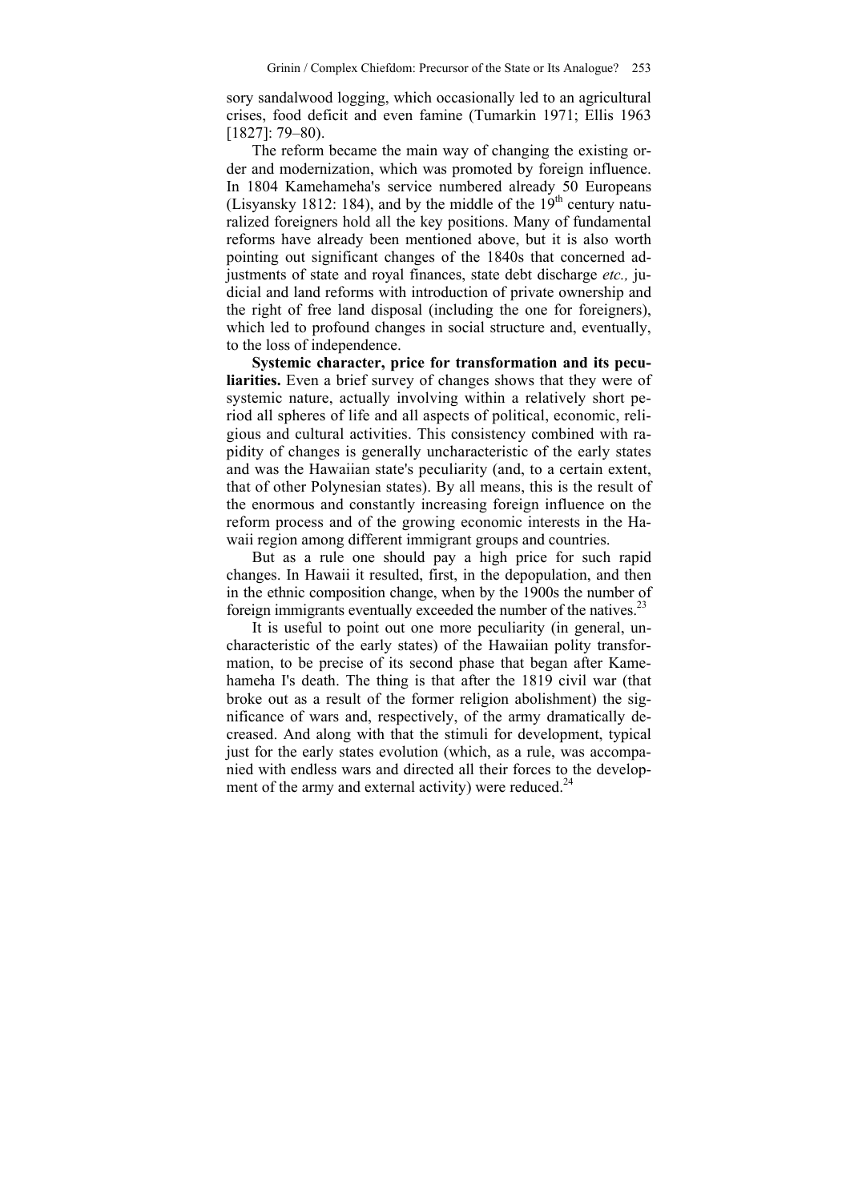sory sandalwood logging, which occasionally led to an agricultural crises, food deficit and even famine (Tumarkin 1971; Ellis 1963 [1827]: 79–80).

The reform became the main way of changing the existing order and modernization, which was promoted by foreign influence. In 1804 Kamehameha's service numbered already 50 Europeans (Lisyansky 1812: 184), and by the middle of the 19th century naturalized foreigners hold all the key positions. Many of fundamental reforms have already been mentioned above, but it is also worth pointing out significant changes of the 1840s that concerned adjustments of state and royal finances, state debt discharge *etc.,* judicial and land reforms with introduction of private ownership and the right of free land disposal (including the one for foreigners), which led to profound changes in social structure and, eventually, to the loss of independence.

**Systemic character, price for transformation and its peculiarities.** Even a brief survey of changes shows that they were of systemic nature, actually involving within a relatively short period all spheres of life and all aspects of political, economic, religious and cultural activities. This consistency combined with rapidity of changes is generally uncharacteristic of the early states and was the Hawaiian state's peculiarity (and, to a certain extent, that of other Polynesian states). By all means, this is the result of the enormous and constantly increasing foreign influence on the reform process and of the growing economic interests in the Hawaii region among different immigrant groups and countries.

But as a rule one should pay a high price for such rapid changes. In Hawaii it resulted, first, in the depopulation, and then in the ethnic composition change, when by the 1900s the number of foreign immigrants eventually exceeded the number of the natives.[23]

It is useful to point out one more peculiarity (in general, uncharacteristic of the early states) of the Hawaiian polity transformation, to be precise of its second phase that began after Kamehameha I's death. The thing is that after the 1819 civil war (that broke out as a result of the former religion abolishment) the significance of wars and, respectively, of the army dramatically decreased. And along with that the stimuli for development, typical just for the early states evolution (which, as a rule, was accompanied with endless wars and directed all their forces to the development of the army and external activity) were reduced.[24]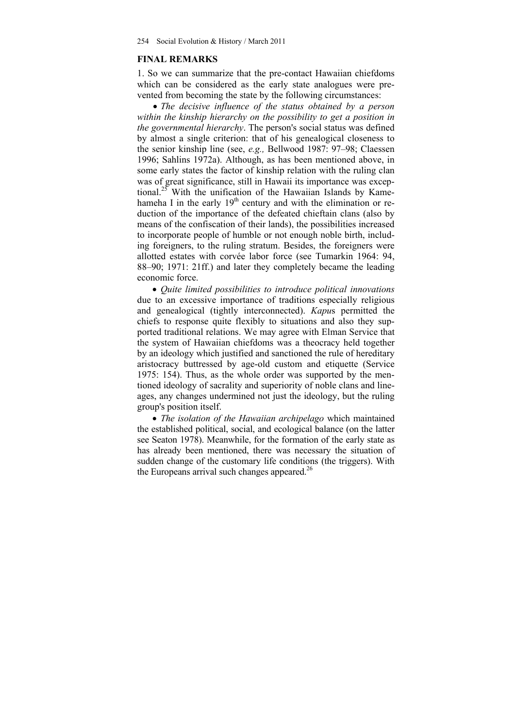## FINAL REMARKS

1. So we can summarize that the pre-contact Hawaiian chiefdoms which can be considered as the early state analogues were prevented from becoming the state by the following circumstances:

- *The decisive influence of the status obtained by a person within the kinship hierarchy on the possibility to get a position in the governmental hierarchy*. The person's social status was defined by almost a single criterion: that of his genealogical closeness to the senior kinship line (see, *e.g.,* Bellwood 1987: 97–98; Claessen 1996; Sahlins 1972a). Although, as has been mentioned above, in some early states the factor of kinship relation with the ruling clan was of great significance, still in Hawaii its importance was exceptional.[25] With the unification of the Hawaiian Islands by Kamehameha I in the early 19th century and with the elimination or reduction of the importance of the defeated chieftain clans (also by means of the confiscation of their lands), the possibilities increased to incorporate people of humble or not enough noble birth, including foreigners, to the ruling stratum. Besides, the foreigners were allotted estates with corvée labor force (see Tumarkin 1964: 94, 88–90; 1971: 21ff.) and later they completely became the leading economic force.

- *Quite limited possibilities to introduce political innovations* due to an excessive importance of traditions especially religious and genealogical (tightly interconnected). *Kapu*s permitted the chiefs to response quite flexibly to situations and also they supported traditional relations. We may agree with Elman Service that the system of Hawaiian chiefdoms was a theocracy held together by an ideology which justified and sanctioned the rule of hereditary aristocracy buttressed by age-old custom and etiquette (Service 1975: 154). Thus, as the whole order was supported by the mentioned ideology of sacrality and superiority of noble clans and lineages, any changes undermined not just the ideology, but the ruling group's position itself.

- *The isolation of the Hawaiian archipelago* which maintained the established political, social, and ecological balance (on the latter see Seaton 1978). Meanwhile, for the formation of the early state as has already been mentioned, there was necessary the situation of sudden change of the customary life conditions (the triggers). With the Europeans arrival such changes appeared.[26]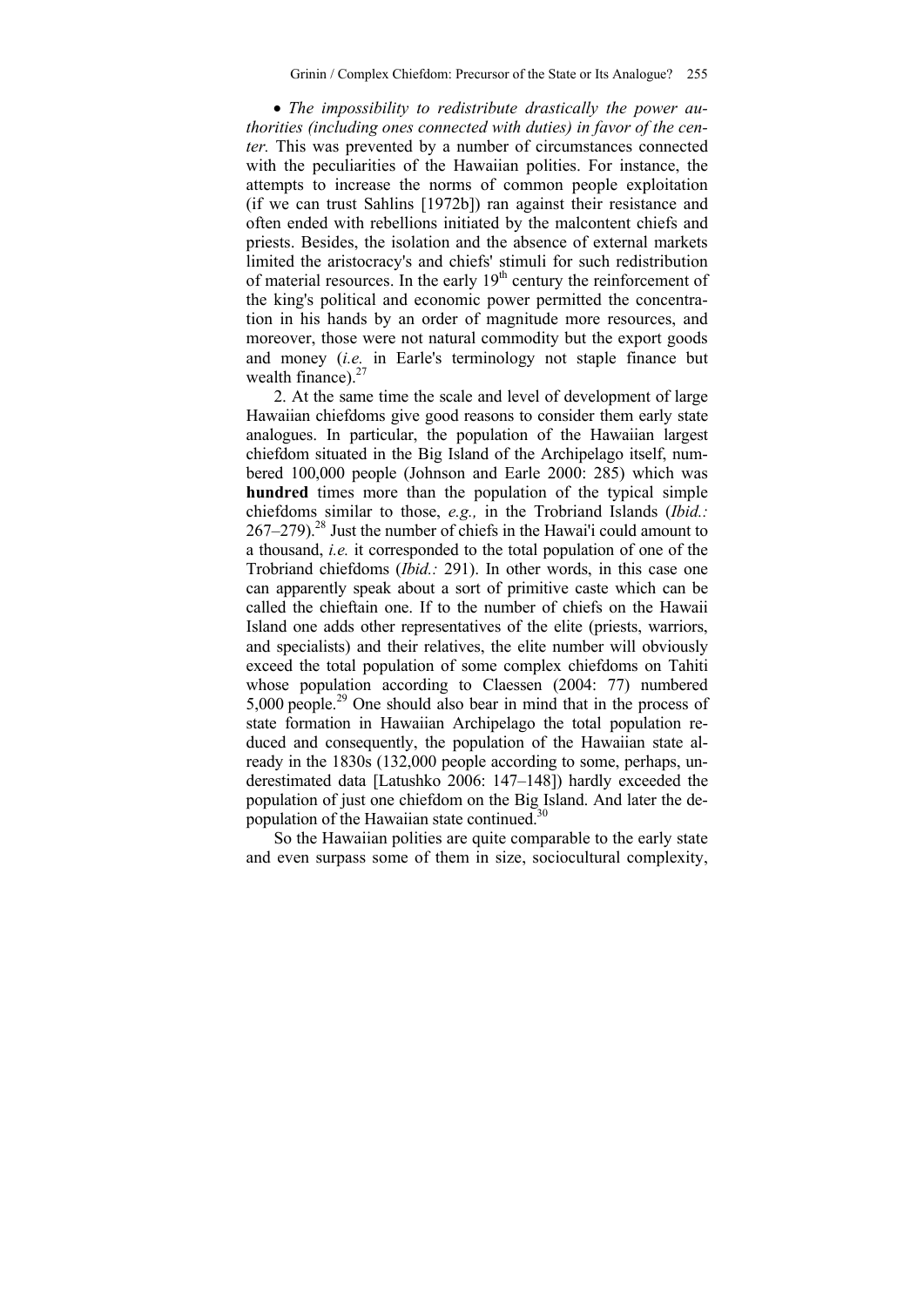- *The impossibility to redistribute drastically the power authorities (including ones connected with duties) in favor of the center.* This was prevented by a number of circumstances connected with the peculiarities of the Hawaiian polities. For instance, the attempts to increase the norms of common people exploitation (if we can trust Sahlins [1972b]) ran against their resistance and often ended with rebellions initiated by the malcontent chiefs and priests. Besides, the isolation and the absence of external markets limited the aristocracy's and chiefs' stimuli for such redistribution of material resources. In the early 19th century the reinforcement of the king's political and economic power permitted the concentration in his hands by an order of magnitude more resources, and moreover, those were not natural commodity but the export goods and money (*i.e.* in Earle's terminology not staple finance but wealth finance).[27]

2. At the same time the scale and level of development of large Hawaiian chiefdoms give good reasons to consider them early state analogues. In particular, the population of the Hawaiian largest chiefdom situated in the Big Island of the Archipelago itself, numbered 100,000 people (Johnson and Earle 2000: 285) which was **hundred** times more than the population of the typical simple chiefdoms similar to those, *e.g.,* in the Trobriand Islands (*Ibid.:* 267–279).[28] Just the number of chiefs in the Hawai'i could amount to a thousand, *i.e.* it corresponded to the total population of one of the Trobriand chiefdoms (*Ibid.:* 291). In other words, in this case one can apparently speak about a sort of primitive caste which can be called the chieftain one. If to the number of chiefs on the Hawaii Island one adds other representatives of the elite (priests, warriors, and specialists) and their relatives, the elite number will obviously exceed the total population of some complex chiefdoms on Tahiti whose population according to Claessen (2004: 77) numbered 5,000 people.[29] One should also bear in mind that in the process of state formation in Hawaiian Archipelago the total population reduced and consequently, the population of the Hawaiian state already in the 1830s (132,000 people according to some, perhaps, underestimated data [Latushko 2006: 147–148]) hardly exceeded the population of just one chiefdom on the Big Island. And later the depopulation of the Hawaiian state continued.[30]

So the Hawaiian polities are quite comparable to the early state and even surpass some of them in size, sociocultural complexity,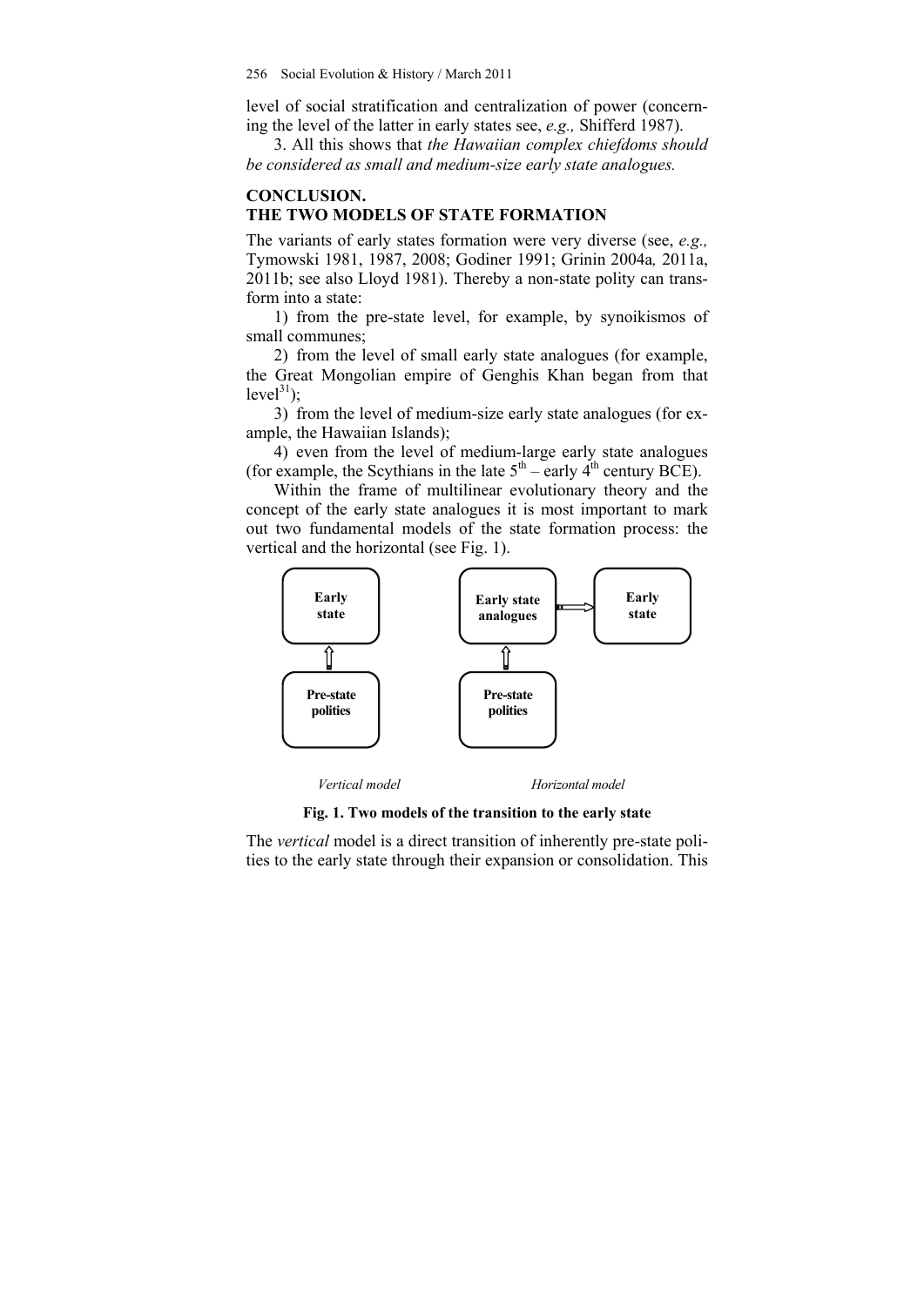level of social stratification and centralization of power (concerning the level of the latter in early states see, *e.g.,* Shifferd 1987).

3. All this shows that *the Hawaiian complex chiefdoms should be considered as small and medium-size early state analogues.*

## CONCLUSION. THE TWO MODELS OF STATE FORMATION

The variants of early states formation were very diverse (see, *e.g.,* Tymowski 1981, 1987, 2008; Godiner 1991; Grinin 2004a*,* 2011a, 2011b; see also Lloyd 1981). Thereby a non-state polity can transform into a state:

1) from the pre-state level, for example, by synoikismos of small communes;

2) from the level of small early state analogues (for example, the Great Mongolian empire of Genghis Khan began from that level[31]);

3) from the level of medium-size early state analogues (for example, the Hawaiian Islands);

4) even from the level of medium-large early state analogues (for example, the Scythians in the late 5th – early 4th century BCE).

Within the frame of multilinear evolutionary theory and the concept of the early state analogues it is most important to mark out two fundamental models of the state formation process: the vertical and the horizontal (see Fig. 1).

Early state ⇧ Pre-state polities — *Vertical model*

Early state analogues ⇨ Early state; Pre-state polities ⇧ Early state analogues — *Horizontal model*

**Fig. 1. Two models of the transition to the early state**

The *vertical* model is a direct transition of inherently pre-state polities to the early state through their expansion or consolidation. This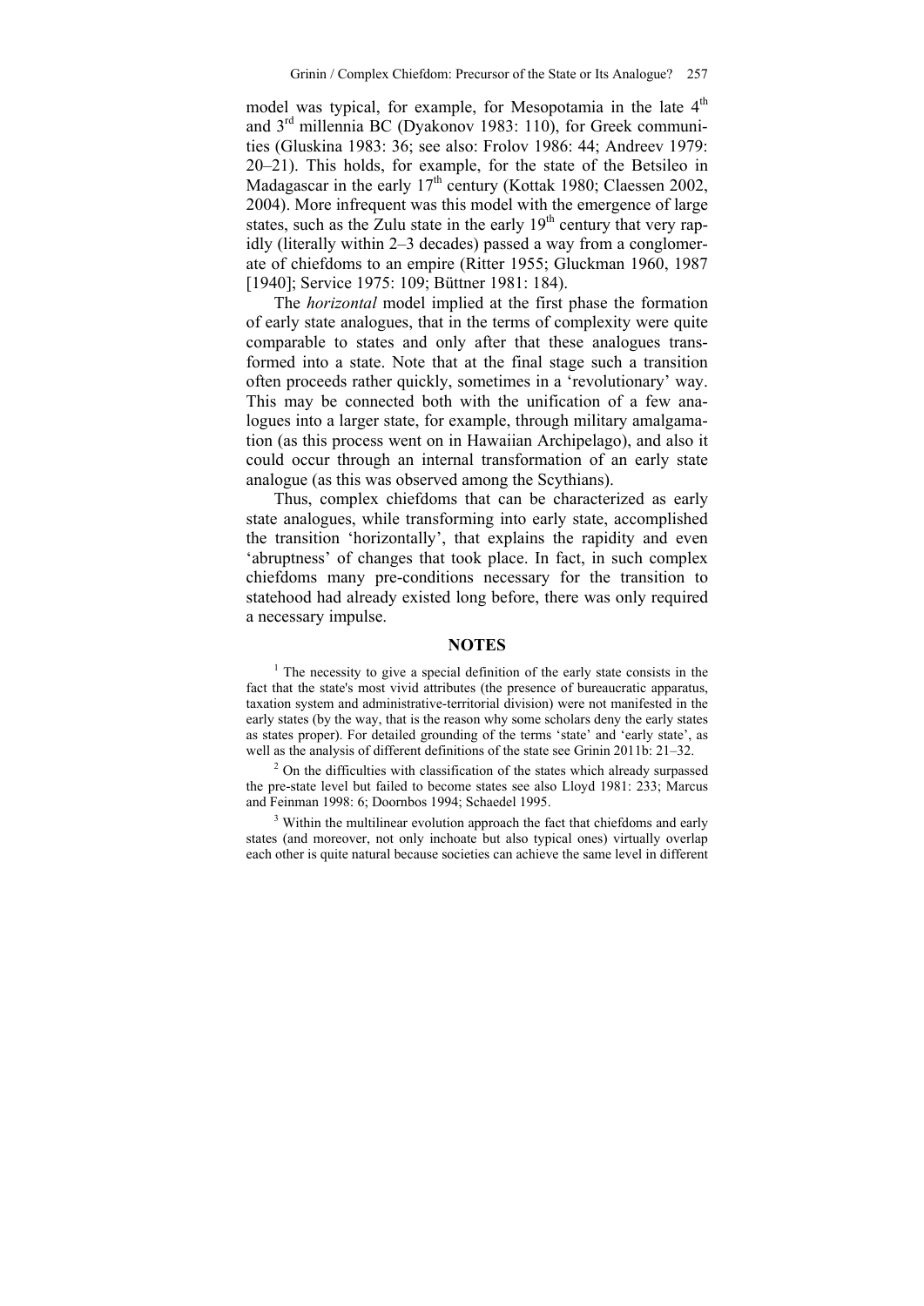model was typical, for example, for Mesopotamia in the late 4th and 3rd millennia BC (Dyakonov 1983: 110), for Greek communities (Gluskina 1983: 36; see also: Frolov 1986: 44; Andreev 1979: 20–21). This holds, for example, for the state of the Betsileo in Madagascar in the early 17th century (Kottak 1980; Claessen 2002, 2004). More infrequent was this model with the emergence of large states, such as the Zulu state in the early 19th century that very rapidly (literally within 2–3 decades) passed a way from a conglomerate of chiefdoms to an empire (Ritter 1955; Gluckman 1960, 1987 [1940]; Service 1975: 109; Büttner 1981: 184).

The *horizontal* model implied at the first phase the formation of early state analogues, that in the terms of complexity were quite comparable to states and only after that these analogues transformed into a state. Note that at the final stage such a transition often proceeds rather quickly, sometimes in a 'revolutionary' way. This may be connected both with the unification of a few analogues into a larger state, for example, through military amalgamation (as this process went on in Hawaiian Archipelago), and also it could occur through an internal transformation of an early state analogue (as this was observed among the Scythians).

Thus, complex chiefdoms that can be characterized as early state analogues, while transforming into early state, accomplished the transition 'horizontally', that explains the rapidity and even 'abruptness' of changes that took place. In fact, in such complex chiefdoms many pre-conditions necessary for the transition to statehood had already existed long before, there was only required a necessary impulse.

## NOTES

[1] The necessity to give a special definition of the early state consists in the fact that the state's most vivid attributes (the presence of bureaucratic apparatus, taxation system and administrative-territorial division) were not manifested in the early states (by the way, that is the reason why some scholars deny the early states as states proper). For detailed grounding of the terms 'state' and 'early state', as well as the analysis of different definitions of the state see Grinin 2011b: 21–32.

[2] On the difficulties with classification of the states which already surpassed the pre-state level but failed to become states see also Lloyd 1981: 233; Marcus and Feinman 1998: 6; Doornbos 1994; Schaedel 1995.

[3] Within the multilinear evolution approach the fact that chiefdoms and early states (and moreover, not only inchoate but also typical ones) virtually overlap each other is quite natural because societies can achieve the same level in different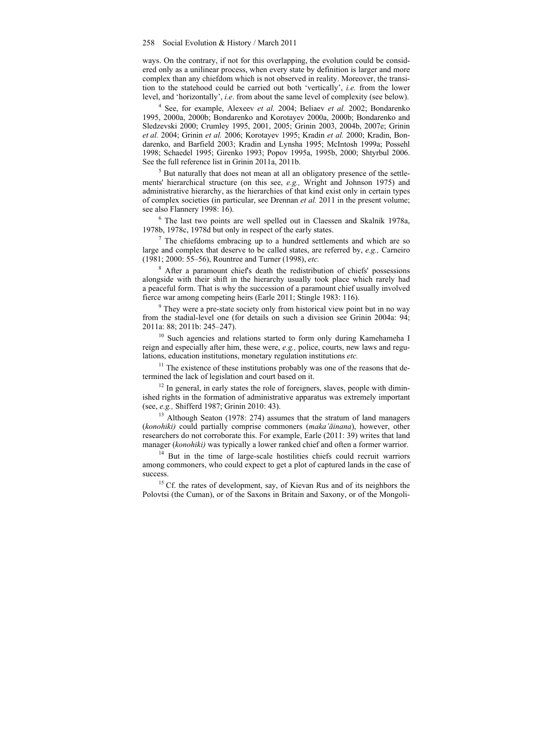ways. On the contrary, if not for this overlapping, the evolution could be considered only as a unilinear process, when every state by definition is larger and more complex than any chiefdom which is not observed in reality. Moreover, the transition to the statehood could be carried out both 'vertically', *i.e.* from the lower level, and 'horizontally', *i.e*. from about the same level of complexity (see below).

[4] See, for example, Alexeev *et al.* 2004; Beliaev *et al.* 2002; Bondarenko 1995, 2000a, 2000b; Bondarenko and Korotayev 2000a, 2000b; Bondarenko and Sledzevski 2000; Crumley 1995, 2001, 2005; Grinin 2003, 2004b, 2007e; Grinin *et al.* 2004; Grinin *et al.* 2006; Korotayev 1995; Kradin *et al.* 2000; Kradin, Bondarenko, and Barfield 2003; Kradin and Lynsha 1995; McIntosh 1999a; Possehl 1998; Schaedel 1995; Girenko 1993; Popov 1995a, 1995b, 2000; Shtyrbul 2006. See the full reference list in Grinin 2011a, 2011b.

[5] But naturally that does not mean at all an obligatory presence of the settlements' hierarchical structure (on this see, *e.g.,* Wright and Johnson 1975) and administrative hierarchy, as the hierarchies of that kind exist only in certain types of complex societies (in particular, see Drennan *et al.* 2011 in the present volume; see also Flannery 1998: 16).

[6] The last two points are well spelled out in Claessen and Skalník 1978a, 1978b, 1978c, 1978d but only in respect of the early states.

[7] The chiefdoms embracing up to a hundred settlements and which are so large and complex that deserve to be called states, are referred by, *e.g.,* Carneiro (1981; 2000: 55–56), Rountree and Turner (1998), *etc.*

[8] After a paramount chief's death the redistribution of chiefs' possessions alongside with their shift in the hierarchy usually took place which rarely had a peaceful form. That is why the succession of a paramount chief usually involved fierce war among competing heirs (Earle 2011; Stingle 1983: 116).

[9] They were a pre-state society only from historical view point but in no way from the stadial-level one (for details on such a division see Grinin 2004a: 94; 2011a: 88; 2011b: 245–247).

[10] Such agencies and relations started to form only during Kamehameha I reign and especially after him, these were, *e.g.,* police, courts, new laws and regulations, education institutions, monetary regulation institutions *etc.*

[11] The existence of these institutions probably was one of the reasons that determined the lack of legislation and court based on it.

[12] In general, in early states the role of foreigners, slaves, people with diminished rights in the formation of administrative apparatus was extremely important (see, *e.g.,* Shifferd 1987; Grinin 2010: 43).

[13] Although Seaton (1978: 274) assumes that the stratum of land managers (*konohiki)* could partially comprise commoners (*maka'āinana*), however, other researchers do not corroborate this. For example, Earle (2011: 39) writes that land manager (*konohiki)* was typically a lower ranked chief and often a former warrior.

[14] But in the time of large-scale hostilities chiefs could recruit warriors among commoners, who could expect to get a plot of captured lands in the case of success.

[15] Cf. the rates of development, say, of Kievan Rus and of its neighbors the Polovtsi (the Cuman), or of the Saxons in Britain and Saxony, or of the Mongoli-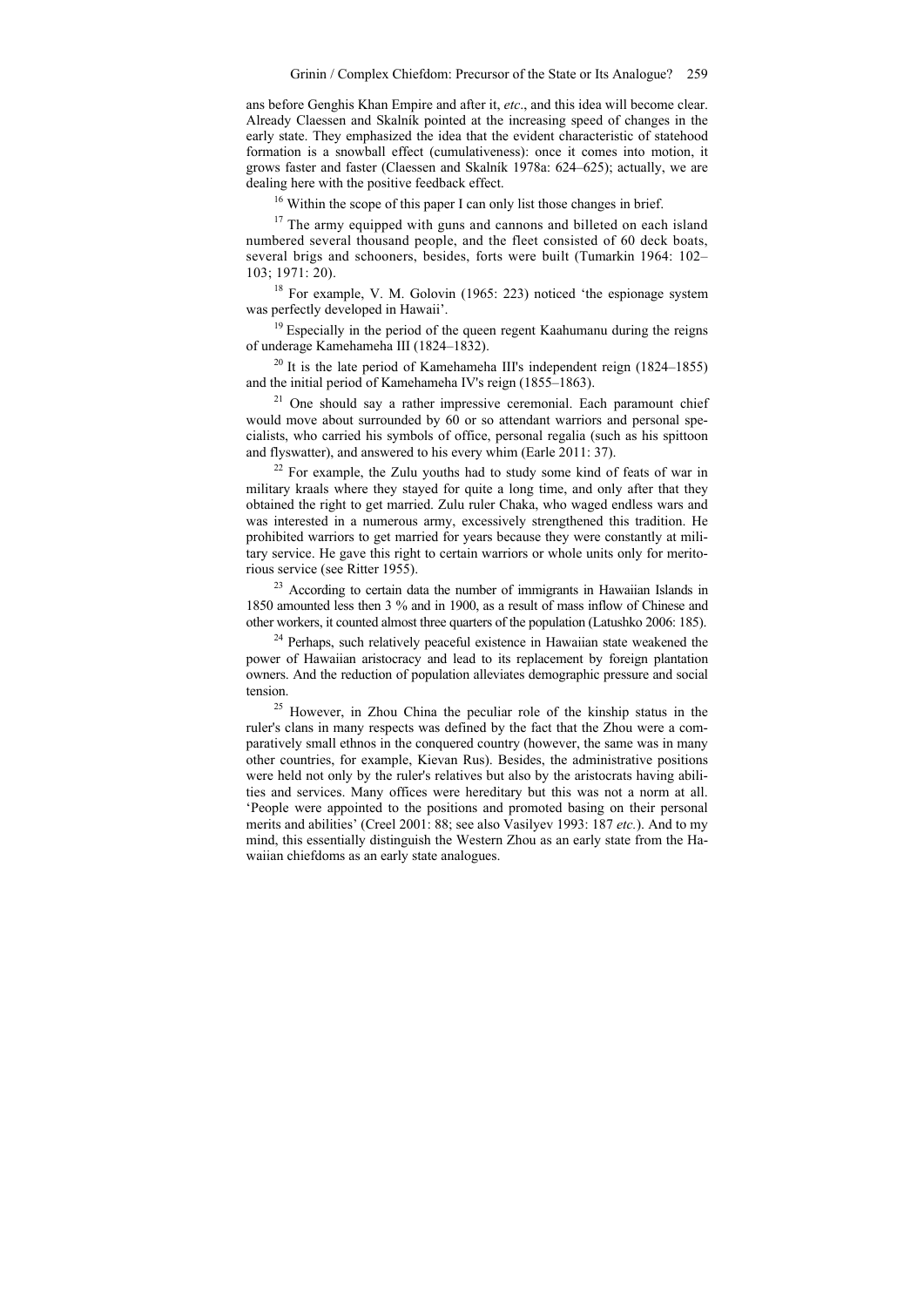ans before Genghis Khan Empire and after it, *etc*., and this idea will become clear. Already Claessen and Skalník pointed at the increasing speed of changes in the early state. They emphasized the idea that the evident characteristic of statehood formation is a snowball effect (cumulativeness): once it comes into motion, it grows faster and faster (Claessen and Skalník 1978a: 624–625); actually, we are dealing here with the positive feedback effect.

[16] Within the scope of this paper I can only list those changes in brief.

[17] The army equipped with guns and cannons and billeted on each island numbered several thousand people, and the fleet consisted of 60 deck boats, several brigs and schooners, besides, forts were built (Tumarkin 1964: 102–103; 1971: 20).

[18] For example, V. M. Golovin (1965: 223) noticed 'the espionage system was perfectly developed in Hawaii'.

[19] Especially in the period of the queen regent Kaahumanu during the reigns of underage Kamehameha III (1824–1832).

[20] It is the late period of Kamehameha III's independent reign (1824–1855) and the initial period of Kamehameha IV's reign (1855–1863).

[21] One should say a rather impressive ceremonial. Each paramount chief would move about surrounded by 60 or so attendant warriors and personal specialists, who carried his symbols of office, personal regalia (such as his spittoon and flyswatter), and answered to his every whim (Earle 2011: 37).

[22] For example, the Zulu youths had to study some kind of feats of war in military kraals where they stayed for quite a long time, and only after that they obtained the right to get married. Zulu ruler Chaka, who waged endless wars and was interested in a numerous army, excessively strengthened this tradition. He prohibited warriors to get married for years because they were constantly at military service. He gave this right to certain warriors or whole units only for meritorious service (see Ritter 1955).

[23] According to certain data the number of immigrants in Hawaiian Islands in 1850 amounted less then 3 % and in 1900, as a result of mass inflow of Chinese and other workers, it counted almost three quarters of the population (Latushko 2006: 185).

[24] Perhaps, such relatively peaceful existence in Hawaiian state weakened the power of Hawaiian aristocracy and lead to its replacement by foreign plantation owners. And the reduction of population alleviates demographic pressure and social tension.

[25] However, in Zhou China the peculiar role of the kinship status in the ruler's clans in many respects was defined by the fact that the Zhou were a comparatively small ethnos in the conquered country (however, the same was in many other countries, for example, Kievan Rus). Besides, the administrative positions were held not only by the ruler's relatives but also by the aristocrats having abilities and services. Many offices were hereditary but this was not a norm at all. 'People were appointed to the positions and promoted basing on their personal merits and abilities' (Creel 2001: 88; see also Vasilyev 1993: 187 *etc.*). And to my mind, this essentially distinguish the Western Zhou as an early state from the Hawaiian chiefdoms as an early state analogues.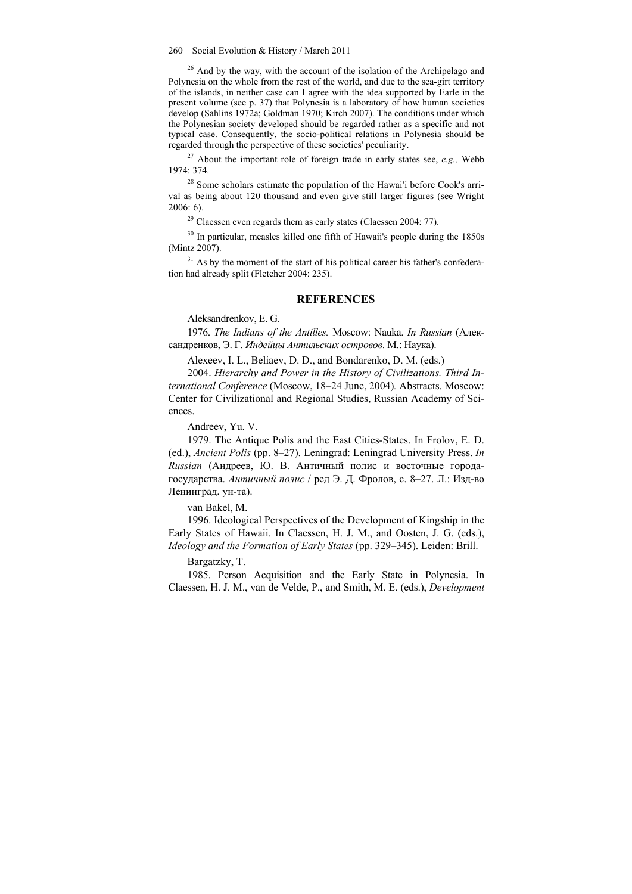[26] And by the way, with the account of the isolation of the Archipelago and Polynesia on the whole from the rest of the world, and due to the sea-girt territory of the islands, in neither case can I agree with the idea supported by Earle in the present volume (see p. 37) that Polynesia is a laboratory of how human societies develop (Sahlins 1972a; Goldman 1970; Kirch 2007). The conditions under which the Polynesian society developed should be regarded rather as a specific and not typical case. Consequently, the socio-political relations in Polynesia should be regarded through the perspective of these societies' peculiarity.

[27] About the important role of foreign trade in early states see, *e.g.,* Webb 1974: 374.

[28] Some scholars estimate the population of the Hawai'i before Cook's arrival as being about 120 thousand and even give still larger figures (see Wright 2006: 6).

[29] Claessen even regards them as early states (Claessen 2004: 77).

[30] In particular, measles killed one fifth of Hawaii's people during the 1850s (Mintz 2007).

[31] As by the moment of the start of his political career his father's confederation had already split (Fletcher 2004: 235).

## REFERENCES

Aleksandrenkov, E. G.

1976. *The Indians of the Antilles.* Moscow: Nauka. *In Russian* (Александренков, Э. Г. *Индейцы Антильских островов*. М.: Наука).

Alexeev, I. L., Beliaev, D. D., and Bondarenko, D. M. (eds.)

2004. *Hierarchy and Power in the History of Civilizations. Third International Conference* (Moscow, 18–24 June, 2004)*.* Abstracts. Moscow: Center for Civilizational and Regional Studies, Russian Academy of Sciences.

Andreev, Yu. V.

1979. The Antique Polis and the East Cities-States. In Frolov, E. D. (ed.), *Ancient Polis* (pp. 8–27). Leningrad: Leningrad University Press. *In Russian* (Андреев, Ю. В. Античный полис и восточные города-государства. *Античный полис* / ред Э. Д. Фролов, с. 8–27. Л.: Изд-во Ленинград. ун-та).

van Bakel, M.

1996. Ideological Perspectives of the Development of Kingship in the Early States of Hawaii. In Claessen, H. J. M., and Oosten, J. G. (eds.), *Ideology and the Formation of Early States* (pp. 329–345). Leiden: Brill.

Bargatzky, T.

1985. Person Acquisition and the Early State in Polynesia. In Claessen, H. J. M., van de Velde, P., and Smith, M. E. (eds.), *Development*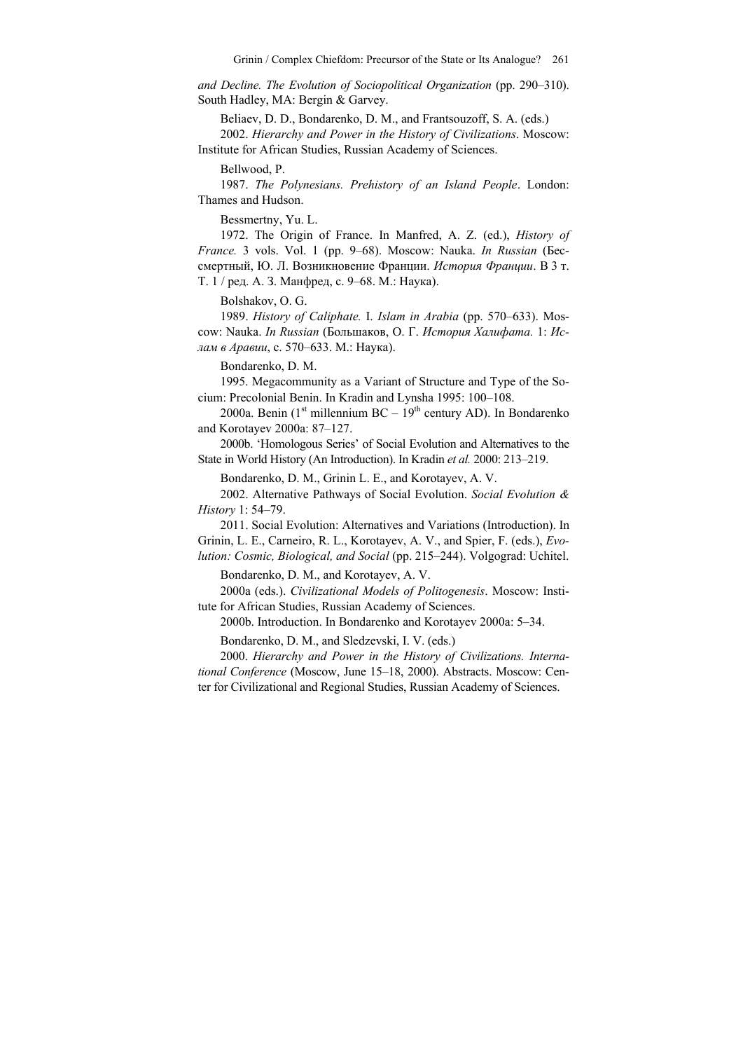*and Decline. The Evolution of Sociopolitical Organization* (pp. 290–310). South Hadley, MA: Bergin & Garvey.

Beliaev, D. D., Bondarenko, D. M., and Frantsouzoff, S. A. (eds.)

2002. *Hierarchy and Power in the History of Civilizations*. Moscow: Institute for African Studies, Russian Academy of Sciences.

Bellwood, P.

1987. *The Polynesians. Prehistory of an Island People*. London: Thames and Hudson.

Bessmertny, Yu. L.

1972. The Origin of France. In Manfred, A. Z. (ed.), *History of France.* 3 vols. Vol. 1 (pp. 9–68). Moscow: Nauka. *In Russian* (Бессмертный, Ю. Л. Возникновение Франции. *История Франции*. В 3 т. Т. 1 / ред. А. З. Манфред, с. 9–68. М.: Наука).

Bolshakov, O. G.

1989. *History of Caliphate.* I. *Islam in Arabia* (pp. 570–633). Moscow: Nauka. *In Russian* (Большаков, О. Г. *История Халифата.* 1: *Ислам в Аравии*, с. 570–633. М.: Наука).

Bondarenko, D. M.

1995. Megacommunity as a Variant of Structure and Type of the Socium: Precolonial Benin. In Kradin and Lynsha 1995: 100–108.

2000a. Benin (1st millennium BC – 19th century AD). In Bondarenko and Korotayev 2000a: 87–127.

2000b. 'Homologous Series' of Social Evolution and Alternatives to the State in World History (An Introduction). In Kradin *et al.* 2000: 213–219.

Bondarenko, D. M., Grinin L. E., and Korotayev, A. V.

2002. Alternative Pathways of Social Evolution. *Social Evolution & History* 1: 54–79.

2011. Social Evolution: Alternatives and Variations (Introduction). In Grinin, L. E., Carneiro, R. L., Korotayev, A. V., and Spier, F. (eds.), *Evolution: Cosmic, Biological, and Social* (pp. 215–244). Volgograd: Uchitel.

Bondarenko, D. M., and Korotayev, A. V.

2000a (eds.). *Civilizational Models of Politogenesis*. Moscow: Institute for African Studies, Russian Academy of Sciences.

2000b. Introduction. In Bondarenko and Korotayev 2000a: 5–34.

Bondarenko, D. M., and Sledzevski, I. V. (eds.)

2000. *Hierarchy and Power in the History of Civilizations. International Conference* (Moscow, June 15–18, 2000). Abstracts. Moscow: Center for Civilizational and Regional Studies, Russian Academy of Sciences.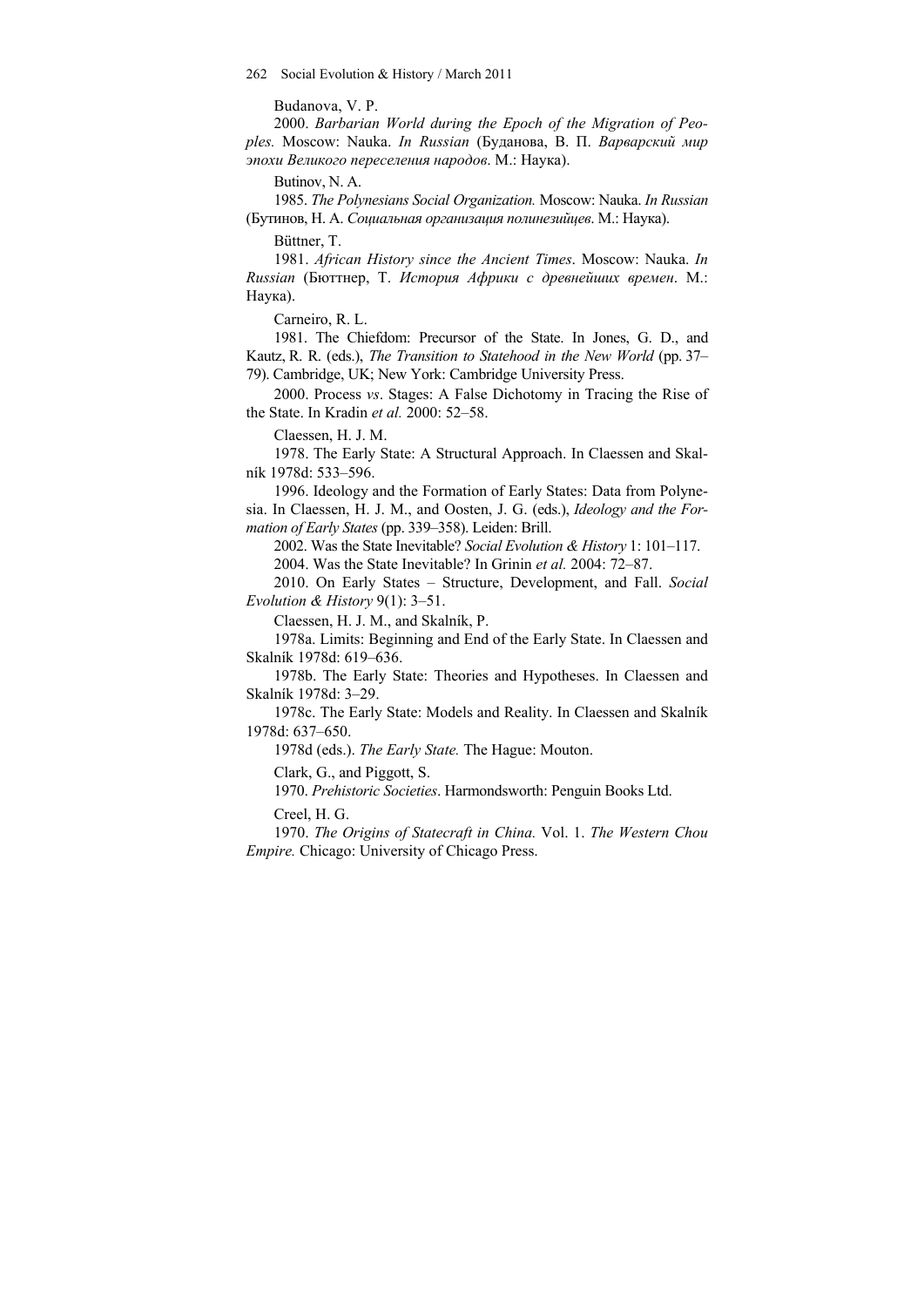Budanova, V. P.

2000. *Barbarian World during the Epoch of the Migration of Peoples.* Moscow: Nauka. *In Russian* (Буданова, В. П. *Варварский мир эпохи Великого переселения народов*. М.: Наука).

Butinov, N. A.

1985. *The Polynesians Social Organization.* Moscow: Nauka. *In Russian* (Бутинов, Н. А. *Социальная организация полинезийцев*. М.: Наука).

Büttner, T.

1981. *African History since the Ancient Times*. Moscow: Nauka. *In Russian* (Бюттнер, Т. *История Африки с древнейших времен*. М.: Наука).

Carneiro, R. L.

1981. The Chiefdom: Precursor of the State. In Jones, G. D., and Kautz, R. R. (eds.), *The Transition to Statehood in the New World* (pp. 37–79). Cambridge, UK; New York: Cambridge University Press.

2000. Process *vs*. Stages: A False Dichotomy in Tracing the Rise of the State. In Kradin *et al.* 2000: 52–58.

Claessen, H. J. M.

1978. The Early State: A Structural Approach. In Claessen and Skalník 1978d: 533–596.

1996. Ideology and the Formation of Early States: Data from Polynesia. In Claessen, H. J. M., and Oosten, J. G. (eds.), *Ideology and the Formation of Early States* (pp. 339–358). Leiden: Brill.

2002. Was the State Inevitable? *Social Evolution & History* 1: 101–117.

2004. Was the State Inevitable? In Grinin *et al.* 2004: 72–87.

2010. On Early States – Structure, Development, and Fall. *Social Evolution & History* 9(1): 3–51.

Claessen, H. J. M., and Skalník, P.

1978a. Limits: Beginning and End of the Early State. In Claessen and Skalník 1978d: 619–636.

1978b. The Early State: Theories and Hypotheses. In Claessen and Skalník 1978d: 3–29.

1978c. The Early State: Models and Reality. In Claessen and Skalník 1978d: 637–650.

1978d (eds.). *The Early State.* The Hague: Mouton.

Clark, G., and Piggott, S.

1970. *Prehistoric Societies*. Harmondsworth: Penguin Books Ltd.

Creel, H. G.

1970. *The Origins of Statecraft in China.* Vol. 1. *The Western Chou Empire.* Chicago: University of Chicago Press.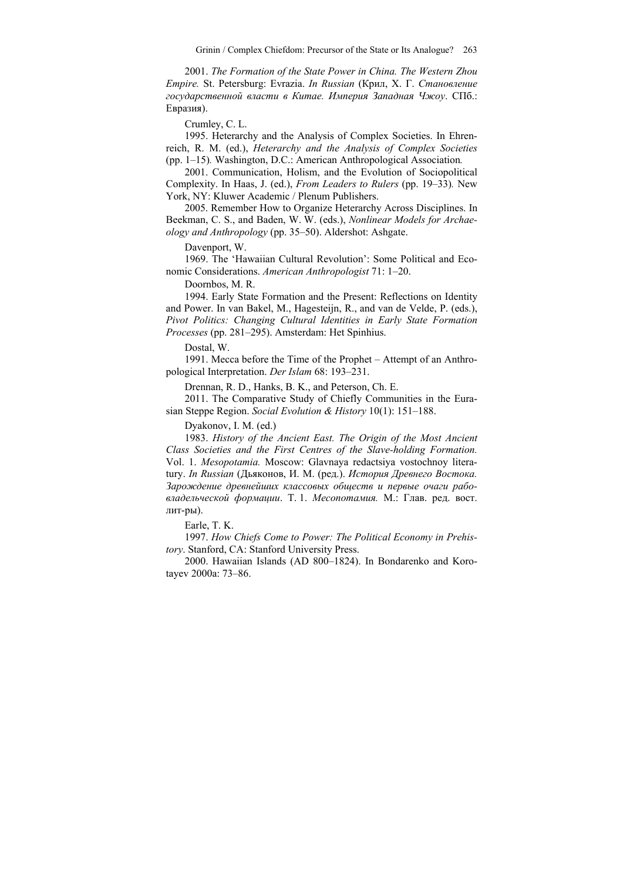2001. *The Formation of the State Power in China. The Western Zhou Empire.* St. Petersburg: Evrazia. *In Russian* (Крил, Х. Г. *Становление государственной власти в Китае. Империя Западная Чжоу*. СПб.: Евразия).

Crumley, C. L.

1995. Heterarchy and the Analysis of Complex Societies. In Ehrenreich, R. M. (ed.), *Heterarchy and the Analysis of Complex Societies* (pp. 1–15). Washington, D.C.: American Anthropological Association.

2001. Communication, Holism, and the Evolution of Sociopolitical Complexity. In Haas, J. (ed.), *From Leaders to Rulers* (pp. 19–33). New York, NY: Kluwer Academic / Plenum Publishers.

2005. Remember How to Organize Heterarchy Across Disciplines. In Beekman, C. S., and Baden, W. W. (eds.), *Nonlinear Models for Archaeology and Anthropology* (pp. 35–50). Aldershot: Ashgate.

Davenport, W.

1969. The 'Hawaiian Cultural Revolution': Some Political and Economic Considerations. *American Anthropologist* 71: 1–20.

Doornbos, M. R.

1994. Early State Formation and the Present: Reflections on Identity and Power. In van Bakel, M., Hagesteijn, R., and van de Velde, P. (eds.), *Pivot Politics: Changing Cultural Identities in Early State Formation Processes* (pp. 281–295). Amsterdam: Het Spinhius.

Dostal, W.

1991. Mecca before the Time of the Prophet – Attempt of an Anthropological Interpretation. *Der Islam* 68: 193–231.

Drennan, R. D., Hanks, B. K., and Peterson, Ch. E.

2011. The Comparative Study of Chiefly Communities in the Eurasian Steppe Region. *Social Evolution & History* 10(1): 151–188.

Dyakonov, I. M. (ed.)

1983. *History of the Ancient East. The Origin of the Most Ancient Class Societies and the First Centres of the Slave-holding Formation.* Vol. 1. *Mesopotamia.* Moscow: Glavnaya redactsiya vostochnoy literatury. *In Russian* (Дьяконов, И. М. (ред.). *История Древнего Востока. Зарождение древнейших классовых обществ и первые очаги рабовладельческой формации*. Т. 1. *Месопотамия.* М.: Глав. ред. вост. лит-ры).

Earle, T. K.

1997. *How Chiefs Come to Power: The Political Economy in Prehistory*. Stanford, CA: Stanford University Press.

2000. Hawaiian Islands (AD 800–1824). In Bondarenko and Korotayev 2000a: 73–86.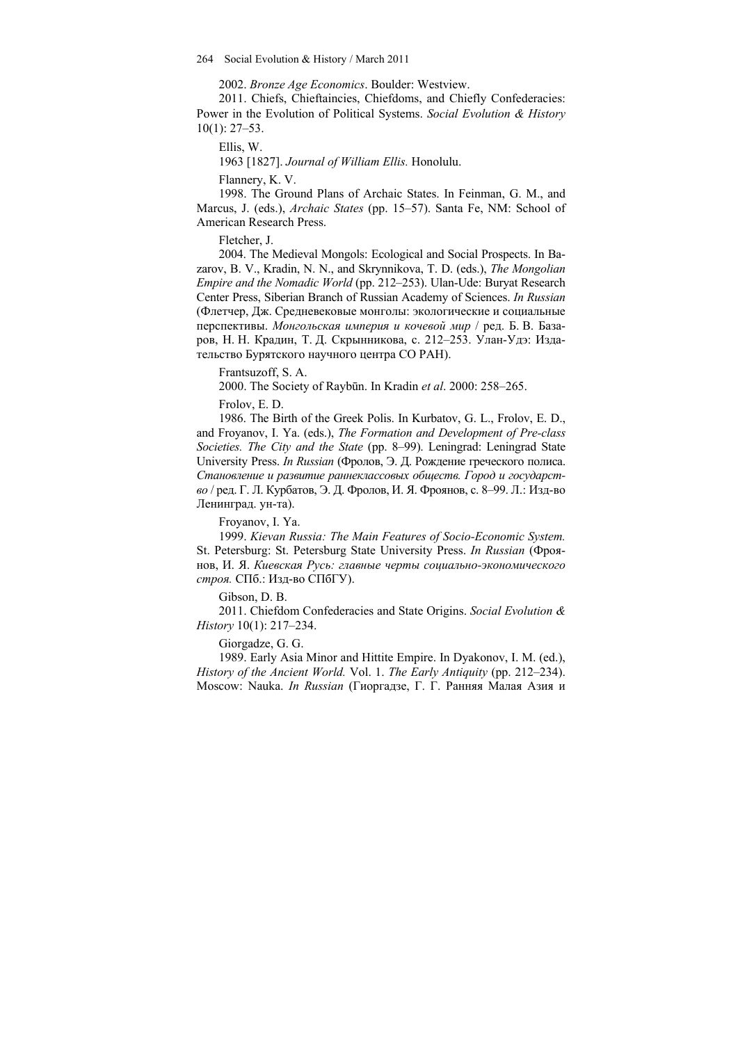2002. *Bronze Age Economics*. Boulder: Westview.

2011. Chiefs, Chieftaincies, Chiefdoms, and Chiefly Confederacies: Power in the Evolution of Political Systems. *Social Evolution & History* 10(1): 27–53.

Ellis, W.

1963 [1827]. *Journal of William Ellis.* Honolulu.

Flannery, K. V.

1998. The Ground Plans of Archaic States. In Feinman, G. M., and Marcus, J. (eds.), *Archaic States* (pp. 15–57). Santa Fe, NM: School of American Research Press.

Fletcher, J.

2004. The Medieval Mongols: Ecological and Social Prospects. In Bazarov, B. V., Kradin, N. N., and Skrynnikova, T. D. (eds.), *The Mongolian Empire and the Nomadic World* (pp. 212–253). Ulan-Ude: Buryat Research Center Press, Siberian Branch of Russian Academy of Sciences. *In Russian* (Флетчер, Дж. Средневековые монголы: экологические и социальные перспективы. *Монгольская империя и кочевой мир* / ред. Б. В. Базаров, Н. Н. Крадин, Т. Д. Скрынникова, с. 212–253. Улан-Удэ: Издательство Бурятского научного центра СО РАН).

Frantsuzoff, S. A.

2000. The Society of Raybūn. In Kradin *et al*. 2000: 258–265.

Frolov, E. D.

1986. The Birth of the Greek Polis. In Kurbatov, G. L., Frolov, E. D., and Froyanov, I. Ya. (eds.), *The Formation and Development of Pre-class Societies. The City and the State* (pp. 8–99). Leningrad: Leningrad State University Press. *In Russian* (Фролов, Э. Д. Рождение греческого полиса. *Становление и развитие раннеклассовых обществ. Город и государство* / ред. Г. Л. Курбатов, Э. Д. Фролов, И. Я. Фроянов, с. 8–99. Л.: Изд-во Ленинград. ун-та).

Froyanov, I. Ya.

1999. *Kievan Russia: The Main Features of Socio-Economic System.* St. Petersburg: St. Petersburg State University Press. *In Russian* (Фроянов, И. Я. *Киевская Русь: главные черты социально-экономического строя.* СПб.: Изд-во СПбГУ).

Gibson, D. B.

2011. Chiefdom Confederacies and State Origins. *Social Evolution & History* 10(1): 217–234.

Giorgadze, G. G.

1989. Early Asia Minor and Hittite Empire. In Dyakonov, I. M. (ed.), *History of the Ancient World.* Vol. 1. *The Early Antiquity* (pp. 212–234). Moscow: Nauka. *In Russian* (Гиоргадзе, Г. Г. Ранняя Малая Азия и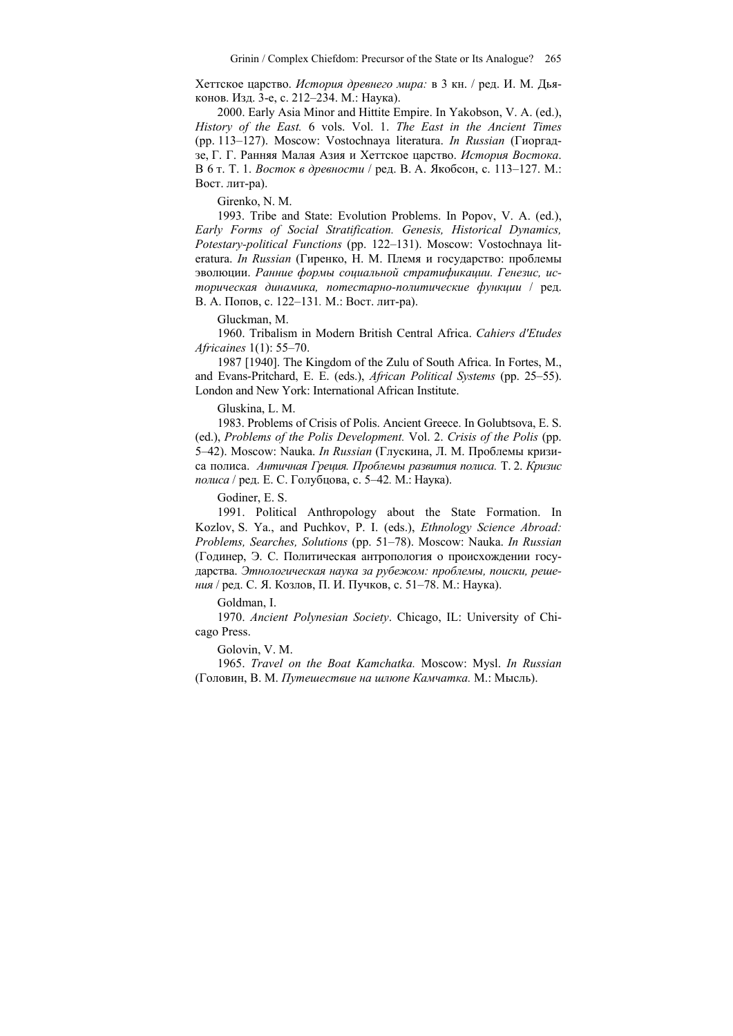Хеттское царство. *История древнего мира:* в 3 кн. / ред. И. М. Дьяконов. Изд. 3-е, с. 212–234. М.: Наука).

2000. Early Asia Minor and Hittite Empire. In Yakobson, V. A. (ed.), *History of the East.* 6 vols. Vol. 1. *The East in the Ancient Times* (pp. 113–127). Moscow: Vostochnaya literatura. *In Russian* (Гиоргадзе, Г. Г. Ранняя Малая Азия и Хеттское царство. *История Востока*. В 6 т. Т. 1. *Восток в древности* / ред. В. А. Якобсон, с. 113–127. М.: Вост. лит-ра).

Girenko, N. M.

1993. Tribe and State: Evolution Problems. In Popov, V. A. (ed.), *Early Forms of Social Stratification. Genesis, Historical Dynamics, Potestary-political Functions* (pp. 122–131). Moscow: Vostochnaya literatura. *In Russian* (Гиренко, Н. М. Племя и государство: проблемы эволюции. *Ранние формы социальной стратификации. Генезис, историческая динамика, потестарно-политические функции* / ред. В. А. Попов, с. 122–131. М.: Вост. лит-ра).

Gluckman, M.

1960. Tribalism in Modern British Central Africa. *Cahiers d'Etudes Africaines* 1(1): 55–70.

1987 [1940]. The Kingdom of the Zulu of South Africa. In Fortes, M., and Evans-Pritchard, E. E. (eds.), *African Political Systems* (pp. 25–55). London and New York: International African Institute.

Gluskina, L. M.

1983. Problems of Crisis of Polis. Ancient Greece. In Golubtsova, E. S. (ed.), *Problems of the Polis Development.* Vol. 2. *Crisis of the Polis* (pp. 5–42). Moscow: Nauka. *In Russian* (Глускина, Л. М. Проблемы кризиса полиса. *Античная Греция. Проблемы развития полиса.* Т. 2. *Кризис полиса* / ред. Е. С. Голубцова, с. 5–42. М.: Наука).

Godiner, E. S.

1991. Political Anthropology about the State Formation. In Kozlov, S. Ya., and Puchkov, P. I. (eds.), *Ethnology Science Abroad: Problems, Searches, Solutions* (pp. 51–78). Moscow: Nauka. *In Russian* (Годинер, Э. С. Политическая антропология о происхождении государства. *Этнологическая наука за рубежом: проблемы, поиски, решения* / ред. С. Я. Козлов, П. И. Пучков, с. 51–78. М.: Наука).

Goldman, I.

1970. *Ancient Polynesian Society*. Chicago, IL: University of Chicago Press.

Golovin, V. M.

1965. *Travel on the Boat Kamchatka.* Moscow: Mysl. *In Russian* (Головин, В. М. *Путешествие на шлюпе Камчатка.* М.: Мысль).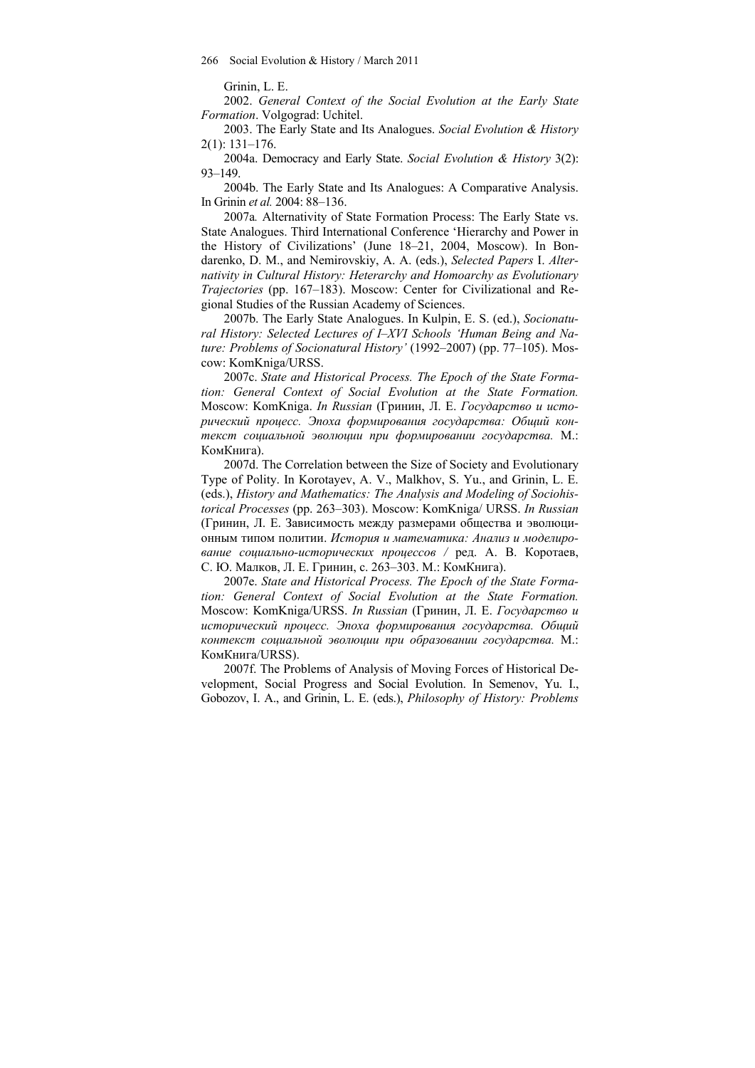Grinin, L. E.

2002. *General Context of the Social Evolution at the Early State Formation*. Volgograd: Uchitel.

2003. The Early State and Its Analogues. *Social Evolution & History* 2(1): 131–176.

2004a. Democracy and Early State. *Social Evolution & History* 3(2): 93–149.

2004b. The Early State and Its Analogues: A Comparative Analysis. In Grinin *et al.* 2004: 88–136.

2007a*.* Alternativity of State Formation Process: The Early State vs. State Analogues. Third International Conference 'Hierarchy and Power in the History of Civilizations' (June 18–21, 2004, Moscow). In Bondarenko, D. M., and Nemirovskiy, A. A. (eds.), *Selected Papers* I. *Alternativity in Cultural History: Heterarchy and Homoarchy as Evolutionary Trajectories* (pp. 167–183). Moscow: Center for Civilizational and Regional Studies of the Russian Academy of Sciences.

2007b. The Early State Analogues. In Kulpin, E. S. (ed.), *Socionatural History: Selected Lectures of I–XVI Schools 'Human Being and Nature: Problems of Socionatural History'* (1992–2007) (pp. 77–105). Moscow: KomKniga/URSS.

2007c. *State and Historical Process. The Epoch of the State Formation: General Context of Social Evolution at the State Formation.* Moscow: KomKniga. *In Russian* (Гринин, Л. Е. *Государство и исторический процесс. Эпоха формирования государства: Общий контекст социальной эволюции при формировании государства.* М.: КомКнига).

2007d. The Correlation between the Size of Society and Evolutionary Type of Polity. In Korotayev, A. V., Malkhov, S. Yu., and Grinin, L. E. (eds.), *History and Mathematics: The Analysis and Modeling of Sociohistorical Processes* (pp. 263–303). Moscow: KomKniga/ URSS. *In Russian* (Гринин, Л. Е. Зависимость между размерами общества и эволюционным типом политии. *История и математика: Анализ и моделирование социально-исторических процессов /* ред. А. В. Коротаев, С. Ю. Малков, Л. Е. Гринин, с. 263–303. М.: КомКнига).

2007e. *State and Historical Process. The Epoch of the State Formation: General Context of Social Evolution at the State Formation.* Moscow: KomKniga/URSS. *In Russian* (Гринин, Л. Е. *Государство и исторический процесс. Эпоха формирования государства. Общий контекст социальной эволюции при образовании государства.* М.: КомКнига/URSS).

2007f. The Problems of Analysis of Moving Forces of Historical Development, Social Progress and Social Evolution. In Semenov, Yu. I., Gobozov, I. A., and Grinin, L. E. (eds.), *Philosophy of History: Problems*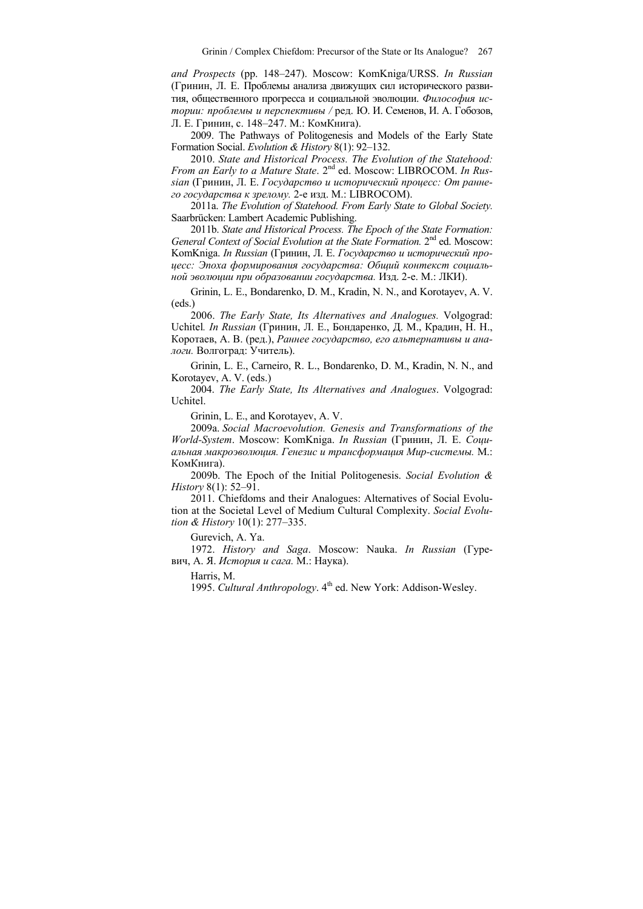*and Prospects* (pp. 148–247). Moscow: KomKniga/URSS. *In Russian* (Гринин, Л. Е. Проблемы анализа движущих сил исторического развития, общественного прогресса и социальной эволюции. *Философия истории: проблемы и перспективы* / ред. Ю. И. Семенов, И. А. Гобозов, Л. Е. Гринин, с. 148–247. М.: КомКнига).

2009. The Pathways of Politogenesis and Models of the Early State Formation Social. *Evolution & History* 8(1): 92–132.

2010. *State and Historical Process. The Evolution of the Statehood: From an Early to a Mature State*. 2nd ed. Moscow: LIBROCOM. *In Russian* (Гринин, Л. Е. *Государство и исторический процесс: От раннего государства к зрелому.* 2-е изд. М.: LIBROCOM).

2011a. *The Evolution of Statehood. From Early State to Global Society.* Saarbrücken: Lambert Academic Publishing.

2011b. *State and Historical Process. The Epoch of the State Formation: General Context of Social Evolution at the State Formation.* 2nd ed. Moscow: KomKniga. *In Russian* (Гринин, Л. Е. *Государство и исторический процесс: Эпоха формирования государства: Общий контекст социальной эволюции при образовании государства.* Изд. 2-е. М.: ЛКИ).

Grinin, L. E., Bondarenko, D. M., Kradin, N. N., and Korotayev, A. V. (eds.)

2006. *The Early State, Its Alternatives and Analogues.* Volgograd: Uchitel. *In Russian* (Гринин, Л. Е., Бондаренко, Д. М., Крадин, Н. Н., Коротаев, А. В. (ред.), *Раннее государство, его альтернативы и аналоги.* Волгоград: Учитель).

Grinin, L. E., Carneiro, R. L., Bondarenko, D. M., Kradin, N. N., and Korotayev, A. V. (eds.)

2004. *The Early State, Its Alternatives and Analogues*. Volgograd: Uchitel.

Grinin, L. E., and Korotayev, A. V.

2009a. *Social Macroevolution. Genesis and Transformations of the World-System*. Moscow: KomKniga. *In Russian* (Гринин, Л. Е. *Социальная макроэволюция. Генезис и трансформация Мир-системы.* М.: КомКнига).

2009b. The Epoch of the Initial Politogenesis. *Social Evolution & History* 8(1): 52–91.

2011. Chiefdoms and their Analogues: Alternatives of Social Evolution at the Societal Level of Medium Cultural Complexity. *Social Evolution & History* 10(1): 277–335.

Gurevich, A. Ya.

1972. *History and Saga*. Moscow: Nauka. *In Russian* (Гуревич, А. Я. *История и сага.* М.: Наука).

Harris, M.

1995. *Cultural Anthropology*. 4th ed. New York: Addison-Wesley.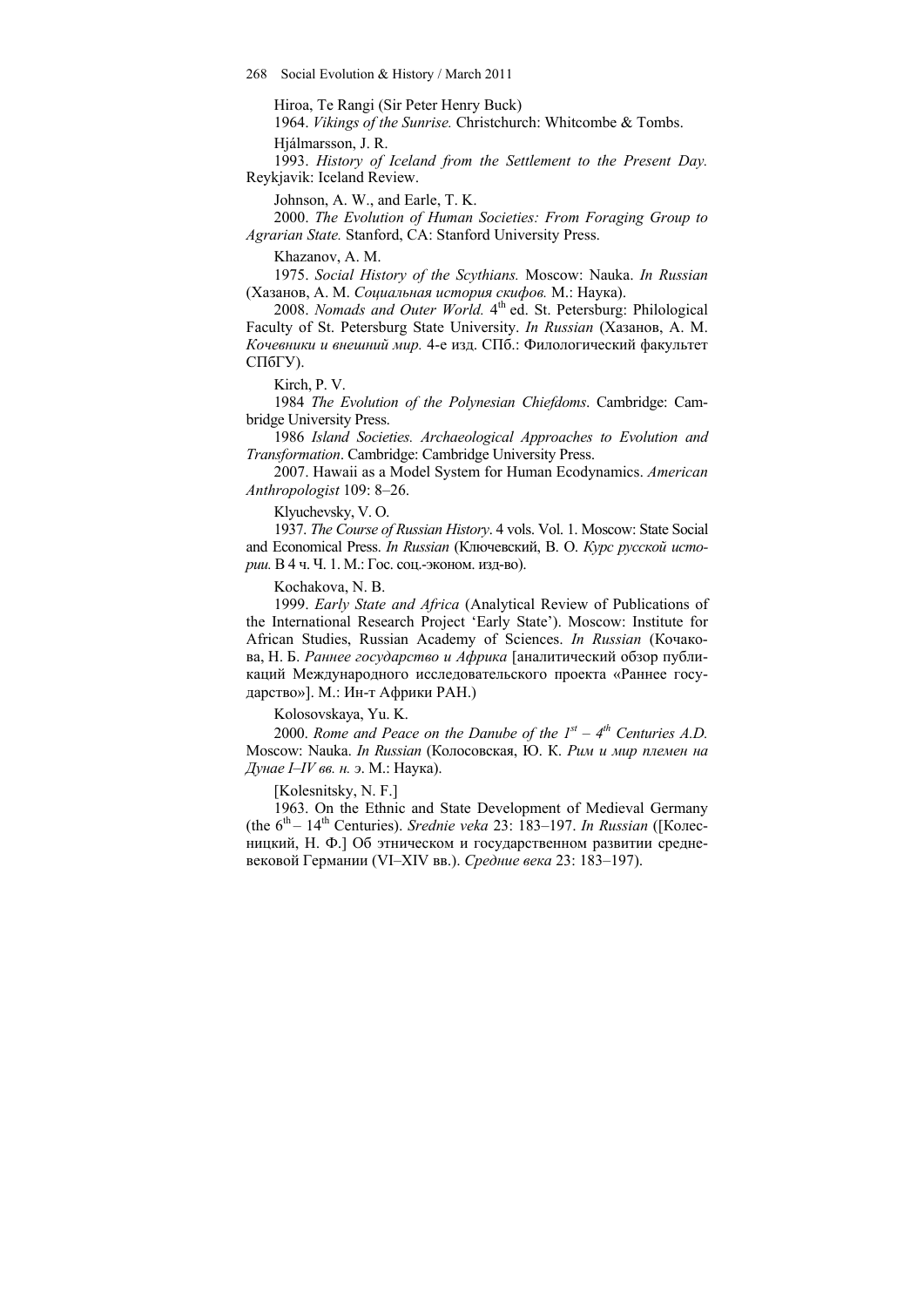Hiroa, Te Rangi (Sir Peter Henry Buck)

1964. *Vikings of the Sunrise.* Christchurch: Whitcombe & Tombs.

Hjálmarsson, J. R.

1993. *History of Iceland from the Settlement to the Present Day.* Reykjavik: Iceland Review.

Johnson, A. W., and Earle, T. K.

2000. *The Evolution of Human Societies: From Foraging Group to Agrarian State.* Stanford, CA: Stanford University Press.

Khazanov, A. M.

1975. *Social History of the Scythians.* Moscow: Nauka. *In Russian* (Хазанов, А. М. *Социальная история скифов.* М.: Наука).

2008. *Nomads and Outer World.* 4th ed. St. Petersburg: Philological Faculty of St. Petersburg State University. *In Russian* (Хазанов, А. М. *Кочевники и внешний мир.* 4-е изд. СПб.: Филологический факультет СПбГУ).

Kirch, P. V.

1984 *The Evolution of the Polynesian Chiefdoms*. Cambridge: Cambridge University Press.

1986 *Island Societies. Archaeological Approaches to Evolution and Transformation*. Cambridge: Cambridge University Press.

2007. Hawaii as a Model System for Human Ecodynamics. *American Anthropologist* 109: 8–26.

Klyuchevsky, V. O.

1937. *The Course of Russian History*. 4 vols. Vol. 1. Moscow: State Social and Economical Press. *In Russian* (Ключевский, В. О. *Курс русской истории.* В 4 ч. Ч. 1. М.: Гос. соц.-эконом. изд-во).

Kochakova, N. B.

1999. *Early State and Africa* (Analytical Review of Publications of the International Research Project 'Early State'). Moscow: Institute for African Studies, Russian Academy of Sciences. *In Russian* (Кочакова, Н. Б. *Раннее государство и Африка* [аналитический обзор публикаций Международного исследовательского проекта «Раннее государство»]. М.: Ин-т Африки РАН.)

Kolosovskaya, Yu. K.

2000. *Rome and Peace on the Danube of the 1st – 4th Centuries A.D.* Moscow: Nauka. *In Russian* (Колосовская, Ю. К. *Рим и мир племен на Дунае I–IV вв. н. э.* М.: Наука).

[Kolesnitsky, N. F.]

1963. On the Ethnic and State Development of Medieval Germany (the 6th – 14th Centuries). *Srednie veka* 23: 183–197. *In Russian* ([Колесницкий, Н. Ф.] Об этническом и государственном развитии средневековой Германии (VI–XIV вв.). *Средние века* 23: 183–197).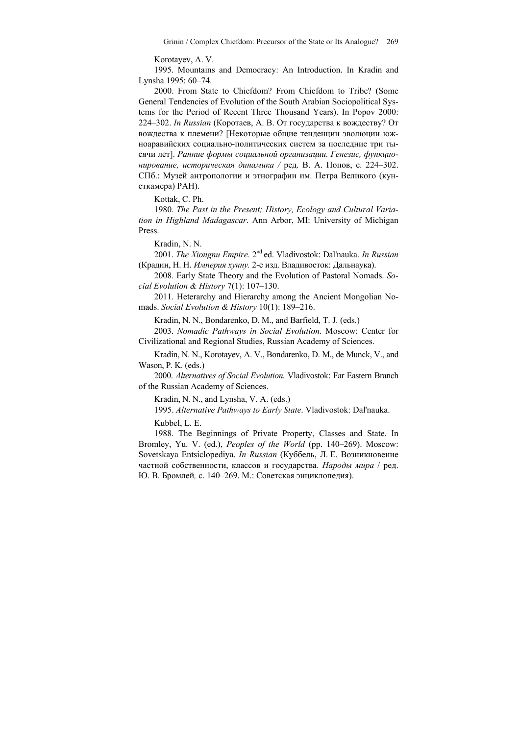Korotayev, A. V.

1995. Mountains and Democracy: An Introduction. In Kradin and Lynsha 1995: 60–74.

2000. From State to Chiefdom? From Chiefdom to Tribe? (Some General Tendencies of Evolution of the South Arabian Sociopolitical Systems for the Period of Recent Three Thousand Years). In Popov 2000: 224–302. *In Russian* (Коротаев, А. В. От государства к вождеству? От вождества к племени? [Некоторые общие тенденции эволюции южноаравийских социально-политических систем за последние три тысячи лет]. *Ранние формы социальной организации. Генезис, функционирование, историческая динамика /* ред. В. А. Попов, с. 224–302. СПб.: Музей антропологии и этнографии им. Петра Великого (кунсткамера) РАН).

Kottak, C. Ph.

1980. *The Past in the Present; History, Ecology and Cultural Variation in Highland Madagascar*. Ann Arbor, MI: University of Michigan Press.

Kradin, N. N.

2001. *The Xiongnu Empire.* 2nd ed. Vladivostok: Dal'nauka. *In Russian* (Крадин, Н. Н. *Империя хунну.* 2-е изд. Владивосток: Дальнаука).

2008. Early State Theory and the Evolution of Pastoral Nomads. *Social Evolution & History* 7(1): 107–130.

2011. Heterarchy and Hierarchy among the Ancient Mongolian Nomads. *Social Evolution & History* 10(1): 189–216.

Kradin, N. N., Bondarenko, D. M., and Barfield, T. J. (eds.)

2003. *Nomadic Pathways in Social Evolution*. Moscow: Center for Civilizational and Regional Studies, Russian Academy of Sciences.

Kradin, N. N., Korotayev, A. V., Bondarenko, D. M., de Munck, V., and Wason, P. K. (eds.)

2000. *Alternatives of Social Evolution.* Vladivostok: Far Eastern Branch of the Russian Academy of Sciences.

Kradin, N. N., and Lynsha, V. A. (eds.)

1995. *Alternative Pathways to Early State*. Vladivostok: Dal'nauka.

Kubbel, L. E.

1988. The Beginnings of Private Property, Classes and State. In Bromley, Yu. V. (ed.), *Peoples of the World* (pp. 140–269). Moscow: Sovetskaya Entsiclopediya. *In Russian* (Куббель, Л. Е. Возникновение частной собственности, классов и государства. *Народы мира* / ред. Ю. В. Бромлей*,* с. 140–269. М.: Советская энциклопедия).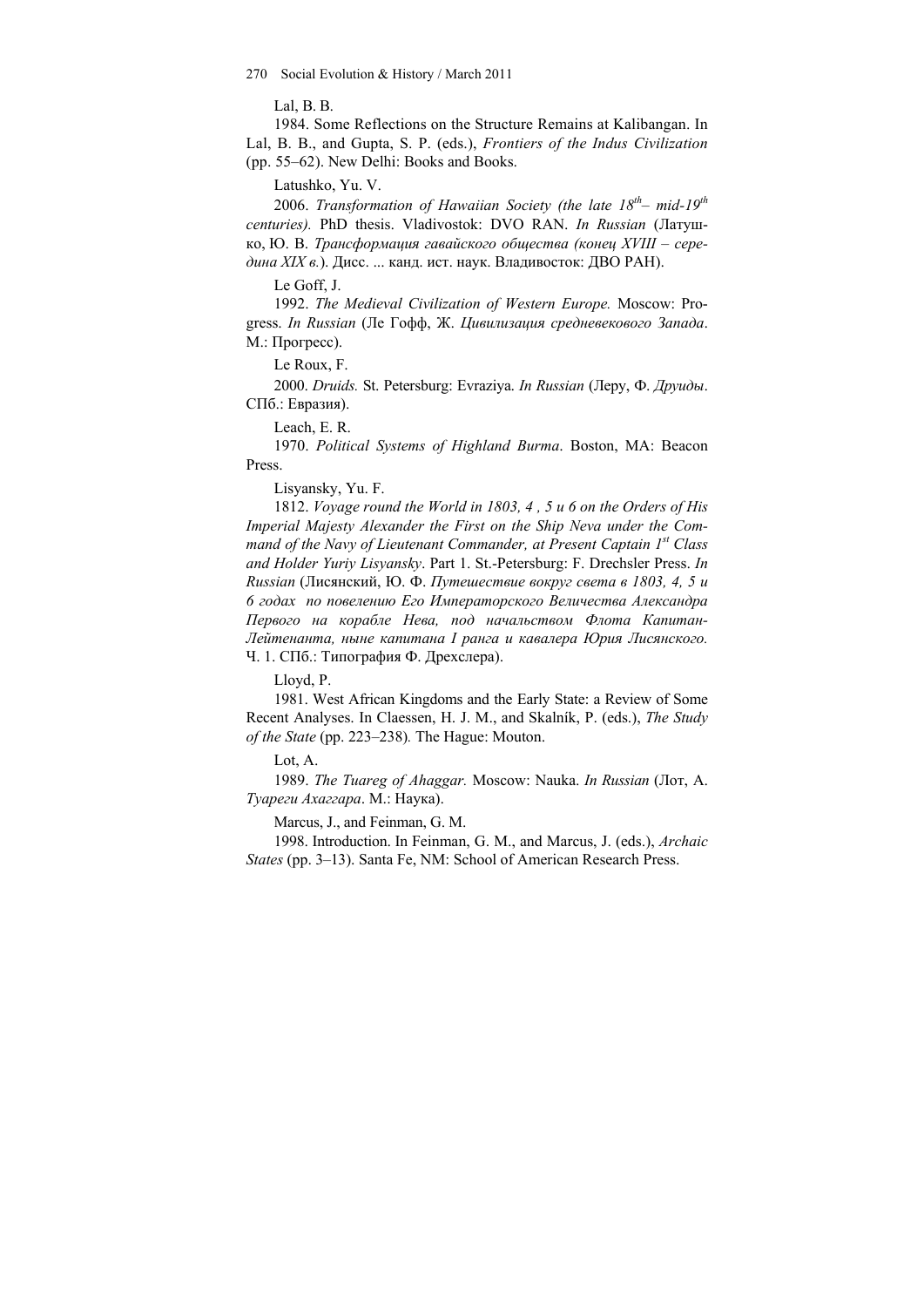Lal, B. B.

1984. Some Reflections on the Structure Remains at Kalibangan. In Lal, B. B., and Gupta, S. P. (eds.), *Frontiers of the Indus Civilization* (pp. 55–62). New Delhi: Books and Books.

Latushko, Yu. V.

2006. *Transformation of Hawaiian Society (the late 18th– mid-19th centuries).* PhD thesis. Vladivostok: DVO RAN. *In Russian* (Латушко, Ю. В. *Трансформация гавайского общества (конец XVIII – середина XIX в.*). Дисс. ... канд. ист. наук. Владивосток: ДВО РАН).

Le Goff, J.

1992. *The Medieval Civilization of Western Europe.* Moscow: Progress. *In Russian* (Ле Гофф, Ж. *Цивилизация средневекового Запада*. М.: Прогресс).

Le Roux, F.

2000. *Druids.* St. Petersburg: Evraziya. *In Russian* (Леру, Ф. *Друиды*. СПб.: Евразия).

Leach, E. R.

1970. *Political Systems of Highland Burma*. Boston, MA: Beacon Press.

Lisyansky, Yu. F.

1812. *Voyage round the World in 1803, 4 , 5 и 6 on the Orders of His Imperial Majesty Alexander the First on the Ship Neva under the Command of the Navy of Lieutenant Commander, at Present Captain 1st Class and Holder Yuriy Lisyansky*. Part 1. St.-Petersburg: F. Drechsler Press. *In Russian* (Лисянский, Ю. Ф. *Путешествие вокруг света в 1803, 4, 5 и 6 годах по повелению Его Императорского Величества Александра Первого на корабле Нева, под начальством Флота Капитан-Лейтенанта, ныне капитана I ранга и кавалера Юрия Лисянского.* Ч. 1. СПб.: Типография Ф. Дрехслера).

Lloyd, P.

1981. West African Kingdoms and the Early State: a Review of Some Recent Analyses. In Claessen, H. J. M., and Skalník, P. (eds.), *The Study of the State* (pp. 223–238)*.* The Hague: Mouton.

Lot, A.

1989. *The Tuareg of Ahaggar.* Moscow: Nauka. *In Russian* (Лот, А. *Туареги Ахаггара*. М.: Наука).

Marcus, J., and Feinman, G. M.

1998. Introduction. In Feinman, G. M., and Marcus, J. (eds.), *Archaic States* (pp. 3–13). Santa Fe, NM: School of American Research Press.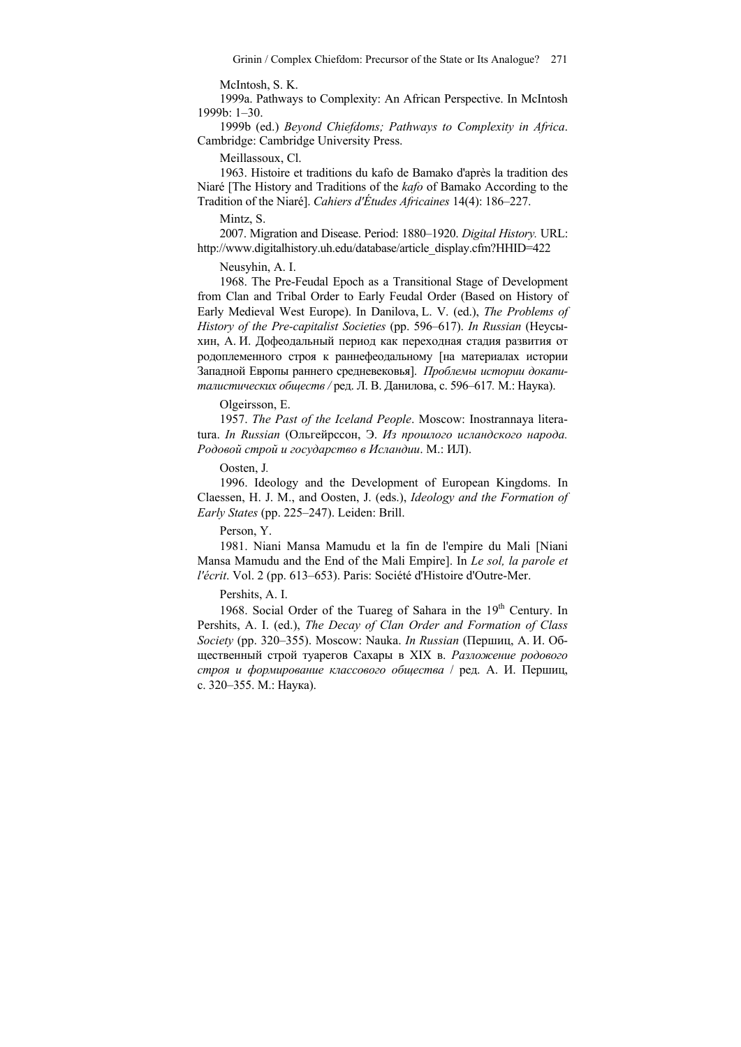McIntosh, S. K.

1999a. Pathways to Complexity: An African Perspective. In McIntosh 1999b: 1–30.

1999b (ed.) *Beyond Chiefdoms; Pathways to Complexity in Africa*. Cambridge: Cambridge University Press.

Meillassoux, Cl.

1963. Histoire et traditions du kafo de Bamako d'après la tradition des Niaré [The History and Traditions of the *kafo* of Bamako According to the Tradition of the Niaré]. *Cahiers d'Études Africaines* 14(4): 186–227.

Mintz, S.

2007. Migration and Disease. Period: 1880–1920. *Digital History.* URL: http://www.digitalhistory.uh.edu/database/article_display.cfm?HHID=422

Neusyhin, A. I.

1968. The Pre-Feudal Epoch as a Transitional Stage of Development from Clan and Tribal Order to Early Feudal Order (Based on History of Early Medieval West Europe). In Danilova, L. V. (ed.), *The Problems of History of the Pre-capitalist Societies* (pp. 596–617). *In Russian* (Неусыхин, А. И. Дофеодальный период как переходная стадия развития от родоплеменного строя к раннефеодальному [на материалах истории Западной Европы раннего средневековья]. *Проблемы истории докапиталистических обществ /* ред. Л. В. Данилова, с. 596–617*.* М.: Наука).

Olgeirsson, E.

1957. *The Past of the Iceland People*. Moscow: Inostrannaya literatura. *In Russian* (Ольгейрссон, Э. *Из прошлого исландского народа. Родовой строй и государство в Исландии*. М.: ИЛ).

Oosten, J.

1996. Ideology and the Development of European Kingdoms. In Claessen, H. J. M., and Oosten, J. (eds.), *Ideology and the Formation of Early States* (pp. 225–247). Leiden: Brill.

Person, Y.

1981. Niani Mansa Mamudu et la fin de l'empire du Mali [Niani Mansa Mamudu and the End of the Mali Empire]. In *Le sol, la parole et l'écrit*. Vol. 2 (pp. 613–653). Paris: Société d'Histoire d'Outre-Mer.

Pershits, A. I.

1968. Social Order of the Tuareg of Sahara in the 19th Century. In Pershits, A. I. (ed.), *The Decay of Clan Order and Formation of Class Society* (pp. 320–355). Moscow: Nauka. *In Russian* (Першиц, А. И. Общественный строй туарегов Сахары в XIX в. *Разложение родового строя и формирование классового общества* / ред. А. И. Першиц, с. 320–355. М.: Наука).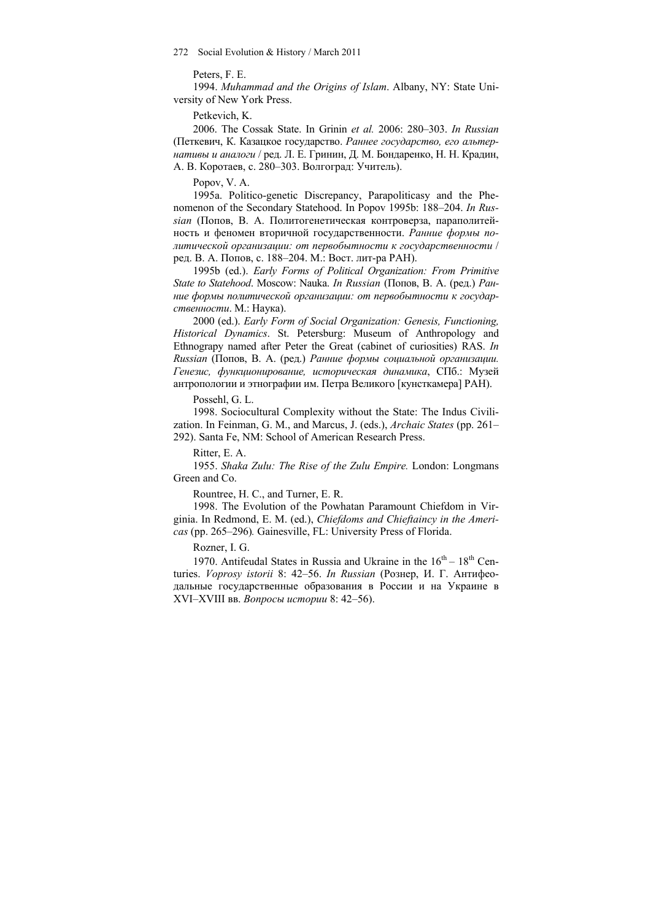Peters, F. E.

1994. *Muhammad and the Origins of Islam*. Albany, NY: State University of New York Press.

Petkevich, K.

2006. The Cossak State. In Grinin *et al.* 2006: 280–303. *In Russian* (Петкевич, К. Казацкое государство. *Раннее государство, его альтернативы и аналоги* / ред. Л. Е. Гринин, Д. М. Бондаренко, Н. Н. Крадин, А. В. Коротаев, с. 280–303. Волгоград: Учитель).

Popov, V. A.

1995a. Politico-genetic Discrepancy, Parapoliticasy and the Phenomenon of the Secondary Statehood. In Popov 1995b: 188–204. *In Russian* (Попов, В. А. Политогенетическая контроверза, параполитейность и феномен вторичной государственности. *Ранние формы политической организации: от первобытности к государственности* / ред. В. А. Попов, с. 188–204. М.: Вост. лит-ра РАН).

1995b (ed.). *Early Forms of Political Organization: From Primitive State to Statehood*. Moscow: Nauka. *In Russian* (Попов, В. А. (ред.) *Ранние формы политической организации: от первобытности к государственности*. М.: Наука).

2000 (ed.). *Early Form of Social Organization: Genesis, Functioning, Historical Dynamics*. St. Petersburg: Museum of Anthropology and Ethnograpy named after Peter the Great (cabinet of curiosities) RAS. *In Russian* (Попов, В. А. (ред.) *Ранние формы социальной организации. Генезис, функционирование, историческая динамика*, СПб.: Музей антропологии и этнографии им. Петра Великого [кунсткамера] РАН).

Possehl, G. L.

1998. Sociocultural Complexity without the State: The Indus Civilization. In Feinman, G. M., and Marcus, J. (eds.), *Archaic States* (pp. 261–292). Santa Fe, NM: School of American Research Press.

Ritter, E. A.

1955. *Shaka Zulu: The Rise of the Zulu Empire.* London: Longmans Green and Co.

Rountree, H. C., and Turner, E. R.

1998. The Evolution of the Powhatan Paramount Chiefdom in Virginia. In Redmond, E. M. (ed.), *Chiefdoms and Chieftaincy in the Americas* (pp. 265–296)*.* Gainesville, FL: University Press of Florida.

Rozner, I. G.

1970. Antifeudal States in Russia and Ukraine in the 16th – 18th Centuries. *Voprosy istorii* 8: 42–56. *In Russian* (Рознер, И. Г. Антифеодальные государственные образования в России и на Украине в XVI–XVIII вв. *Вопросы истории* 8: 42–56).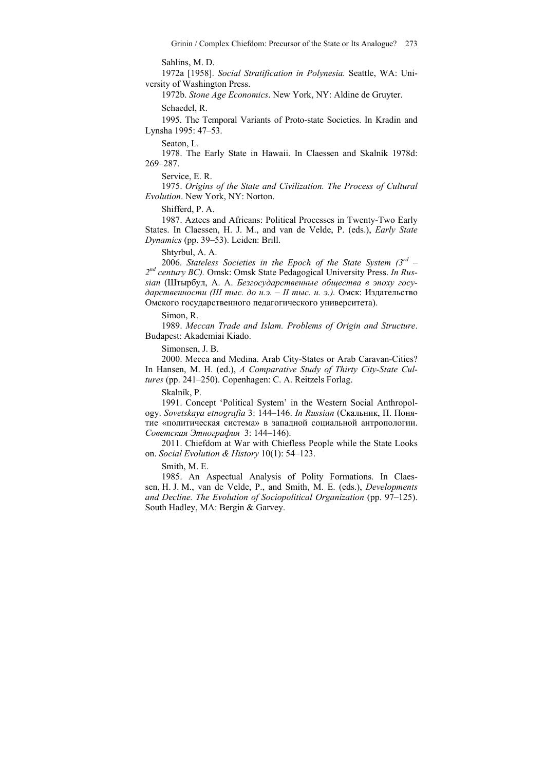Sahlins, M. D.

1972a [1958]. *Social Stratification in Polynesia.* Seattle, WA: University of Washington Press.

1972b. *Stone Age Economics*. New York, NY: Aldine de Gruyter.

Schaedel, R.

1995. The Temporal Variants of Proto-state Societies. In Kradin and Lynsha 1995: 47–53.

Seaton, L.

1978. The Early State in Hawaii. In Claessen and Skalník 1978d: 269–287.

Service, E. R.

1975. *Origins of the State and Civilization. The Process of Cultural Evolution*. New York, NY: Norton.

Shifferd, P. A.

1987. Aztecs and Africans: Political Processes in Twenty-Two Early States. In Claessen, H. J. M., and van de Velde, P. (eds.), *Early State Dynamics* (pp. 39–53). Leiden: Brill.

Shtyrbul, A. A.

2006. *Stateless Societies in the Epoch of the State System (3rd – 2nd century BC).* Omsk: Omsk State Pedagogical University Press. *In Russian* (Штырбул, А. А. *Безгосударственные общества в эпоху государственности (III тыс. до н.э. – II тыс. н. э.).* Омск: Издательство Омского государственного педагогического университета).

Simon, R.

1989. *Meccan Trade and Islam. Problems of Origin and Structure*. Budapest: Akademiai Kiado.

Simonsen, J. B.

2000. Mecca and Medina. Arab City-States or Arab Caravan-Cities? In Hansen, M. H. (ed.), *A Comparative Study of Thirty City-State Cultures* (pp. 241–250). Copenhagen: C. A. Reitzels Forlag.

Skalník, P.

1991. Concept 'Political System' in the Western Social Anthropology. *Sovetskaya etnografia* 3: 144–146. *In Russian* (Скальник, П. Понятие «политическая система» в западной социальной антропологии. *Советская Этнография* 3: 144–146).

2011. Chiefdom at War with Chiefless People while the State Looks on. *Social Evolution & History* 10(1): 54–123.

Smith, M. E.

1985. An Aspectual Analysis of Polity Formations. In Claessen, H. J. M., van de Velde, P., and Smith, M. E. (eds.), *Developments and Decline. The Evolution of Sociopolitical Organization* (pp. 97–125). South Hadley, MA: Bergin & Garvey.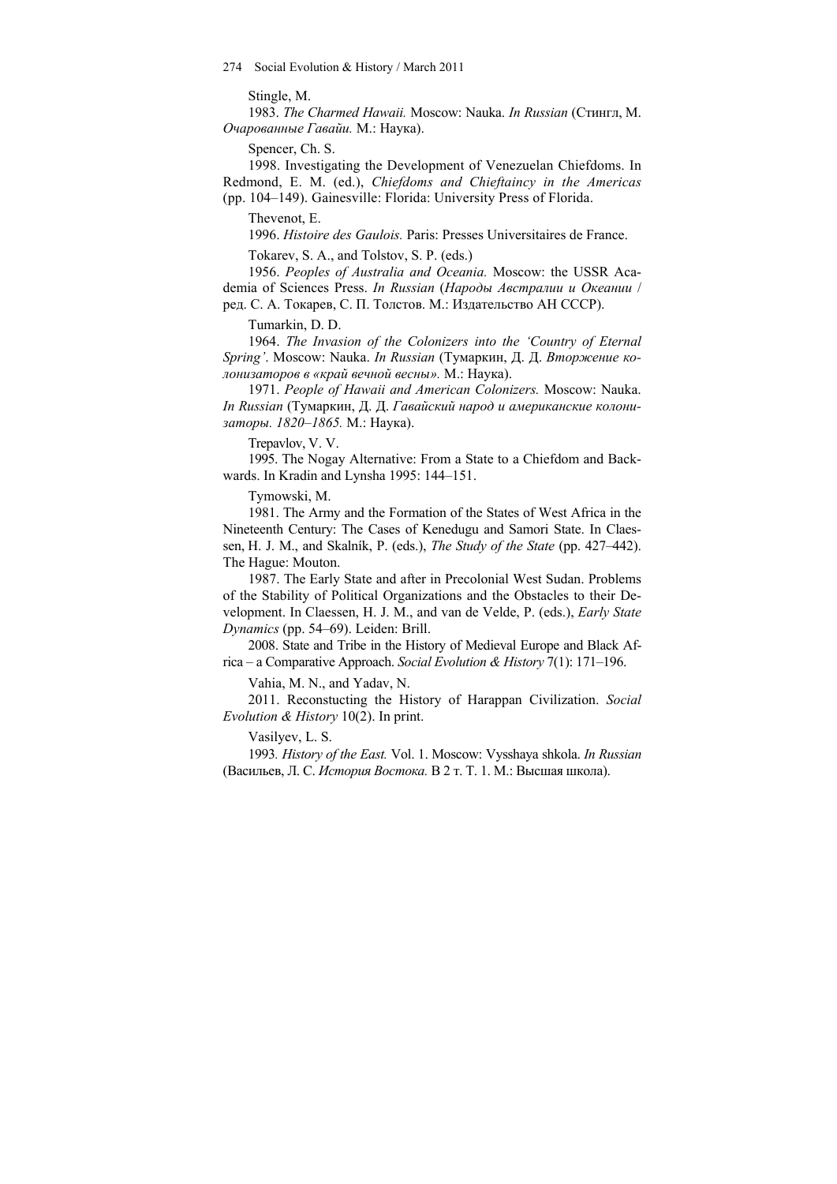Stingle, M.

1983. *The Charmed Hawaii.* Moscow: Nauka. *In Russian* (Стингл, М. *Очарованные Гавайи.* М.: Наука).

Spencer, Ch. S.

1998. Investigating the Development of Venezuelan Chiefdoms. In Redmond, E. M. (ed.), *Chiefdoms and Chieftaincy in the Americas* (pp. 104–149). Gainesville: Florida: University Press of Florida.

Thevenot, E.

1996. *Histoire des Gaulois.* Paris: Presses Universitaires de France.

Tokarev, S. A., and Tolstov, S. P. (eds.)

1956. *Peoples of Australia and Oceania.* Moscow: the USSR Academia of Sciences Press. *In Russian* (*Народы Австралии и Океании* / ред. С. А. Токарев, С. П. Толстов. М.: Издательство АН СССР).

Tumarkin, D. D.

1964. *The Invasion of the Colonizers into the 'Country of Eternal Spring'.* Moscow: Nauka. *In Russian* (Тумаркин, Д. Д. *Вторжение колонизаторов в «край вечной весны».* М.: Наука).

1971. *People of Hawaii and American Colonizers.* Moscow: Nauka. *In Russian* (Тумаркин, Д. Д. *Гавайский народ и американские колонизаторы. 1820–1865.* М.: Наука).

Trepavlov, V. V.

1995. The Nogay Alternative: From a State to a Chiefdom and Backwards. In Kradin and Lynsha 1995: 144–151.

Tymowski, M.

1981. The Army and the Formation of the States of West Africa in the Nineteenth Century: The Cases of Kenedugu and Samori State. In Claessen, H. J. M., and Skalník, P. (eds.), *The Study of the State* (pp. 427–442). The Hague: Mouton.

1987. The Early State and after in Precolonial West Sudan. Problems of the Stability of Political Organizations and the Obstacles to their Development. In Claessen, H. J. M., and van de Velde, P. (eds.), *Early State Dynamics* (pp. 54–69). Leiden: Brill.

2008. State and Tribe in the History of Medieval Europe and Black Africa – a Comparative Approach. *Social Evolution & History* 7(1): 171–196.

Vahia, M. N., and Yadav, N.

2011. Reconstucting the History of Harappan Civilization. *Social Evolution & History* 10(2). In print.

Vasilyev, L. S.

1993*. History of the East.* Vol. 1. Moscow: Vysshaya shkola. *In Russian* (Васильев, Л. С. *История Востока.* В 2 т. Т. 1. М.: Высшая школа).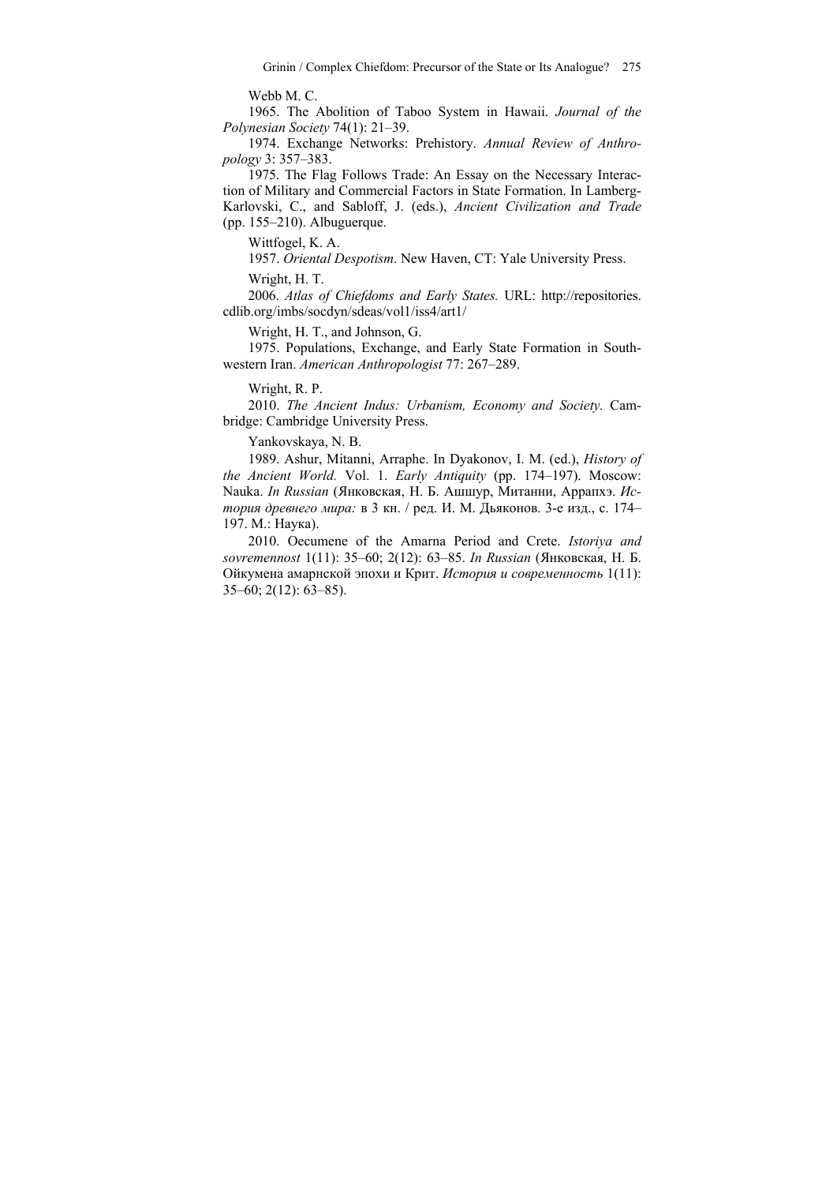Webb M. C.

1965. The Abolition of Taboo System in Hawaii. *Journal of the Polynesian Society* 74(1): 21–39.

1974. Exchange Networks: Prehistory. *Annual Review of Anthropology* 3: 357–383.

1975. The Flag Follows Trade: An Essay on the Necessary Interaction of Military and Commercial Factors in State Formation. In Lamberg-Karlovski, C., and Sabloff, J. (eds.), *Ancient Civilization and Trade* (pp. 155–210). Albuguerque.

Wittfogel, K. A.

1957. *Oriental Despotism*. New Haven, CT: Yale University Press.

Wright, H. T.

2006. *Atlas of Chiefdoms and Early States.* URL: http://repositories.cdlib.org/imbs/socdyn/sdeas/vol1/iss4/art1/

Wright, H. T., and Johnson, G.

1975. Populations, Exchange, and Early State Formation in Southwestern Iran. *American Anthropologist* 77: 267–289.

Wright, R. P.

2010. *The Ancient Indus: Urbanism, Economy and Society.* Cambridge: Cambridge University Press.

Yankovskaya, N. B.

1989. Ashur, Mitanni, Arraphe. In Dyakonov, I. M. (ed.), *History of the Ancient World.* Vol. 1. *Early Antiquity* (pp. 174–197). Moscow: Nauka. *In Russian* (Янковская, Н. Б. Ашшур, Митанни, Аррапхэ. *История древнего мира:* в 3 кн. / ред. И. М. Дьяконов. 3-е изд., с. 174–197. М.: Наука).

2010. Oecumene of the Amarna Period and Crete. *Istoriya and sovremennost* 1(11): 35–60; 2(12): 63–85. *In Russian* (Янковская, Н. Б. Ойкумена амарнской эпохи и Крит. *История и современность* 1(11): 35–60; 2(12): 63–85).